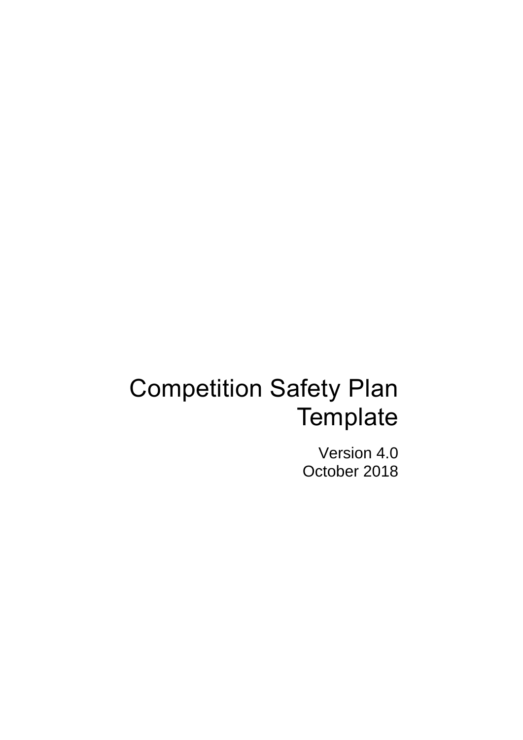# Competition Safety Plan Template

Version 4.0
October 2018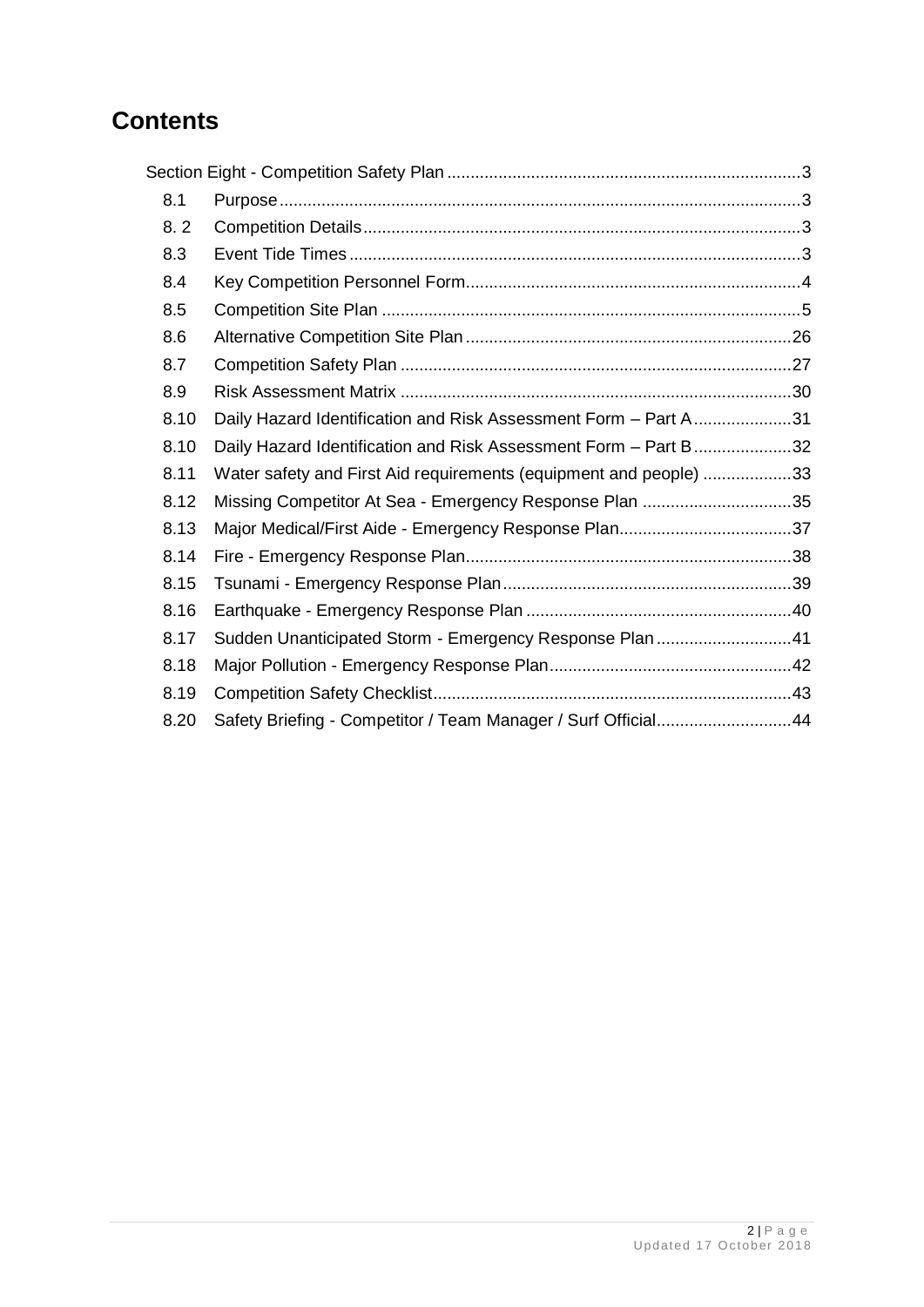# Contents

Section Eight - Competition Safety Plan ........................................................................... 3

- 8.1 Purpose ............................................................................................................... 3
- 8. 2 Competition Details ............................................................................................. 3
- 8.3 Event Tide Times ................................................................................................ 3
- 8.4 Key Competition Personnel Form ....................................................................... 4
- 8.5 Competition Site Plan ......................................................................................... 5
- 8.6 Alternative Competition Site Plan ..................................................................... 26
- 8.7 Competition Safety Plan ................................................................................... 27
- 8.9 Risk Assessment Matrix ................................................................................... 30
- 8.10 Daily Hazard Identification and Risk Assessment Form – Part A ..................... 31
- 8.10 Daily Hazard Identification and Risk Assessment Form – Part B ..................... 32
- 8.11 Water safety and First Aid requirements (equipment and people) ................... 33
- 8.12 Missing Competitor At Sea - Emergency Response Plan ................................ 35
- 8.13 Major Medical/First Aide - Emergency Response Plan ..................................... 37
- 8.14 Fire - Emergency Response Plan ..................................................................... 38
- 8.15 Tsunami - Emergency Response Plan ............................................................. 39
- 8.16 Earthquake - Emergency Response Plan ......................................................... 40
- 8.17 Sudden Unanticipated Storm - Emergency Response Plan ............................. 41
- 8.18 Major Pollution - Emergency Response Plan .................................................... 42
- 8.19 Competition Safety Checklist ............................................................................ 43
- 8.20 Safety Briefing - Competitor / Team Manager / Surf Official ............................. 44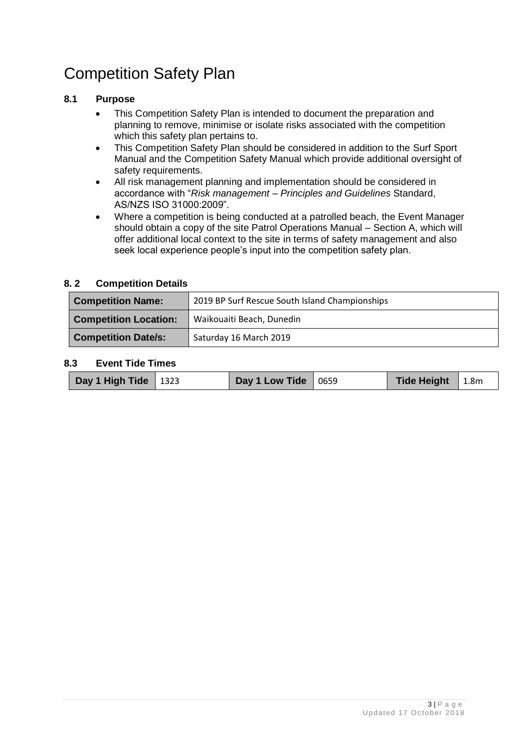# Competition Safety Plan

## 8.1 Purpose

- This Competition Safety Plan is intended to document the preparation and planning to remove, minimise or isolate risks associated with the competition which this safety plan pertains to.
- This Competition Safety Plan should be considered in addition to the Surf Sport Manual and the Competition Safety Manual which provide additional oversight of safety requirements.
- All risk management planning and implementation should be considered in accordance with "*Risk management – Principles and Guidelines* Standard, AS/NZS ISO 31000:2009".
- Where a competition is being conducted at a patrolled beach, the Event Manager should obtain a copy of the site Patrol Operations Manual – Section A, which will offer additional local context to the site in terms of safety management and also seek local experience people's input into the competition safety plan.

## 8. 2 Competition Details

| | |
|---|---|
| **Competition Name:** | 2019 BP Surf Rescue South Island Championships |
| **Competition Location:** | Waikouaiti Beach, Dunedin |
| **Competition Date/s:** | Saturday 16 March 2019 |

## 8.3 Event Tide Times

| | | | | | |
|---|---|---|---|---|---|
| **Day 1 High Tide** | 1323 | **Day 1 Low Tide** | 0659 | **Tide Height** | 1.8m |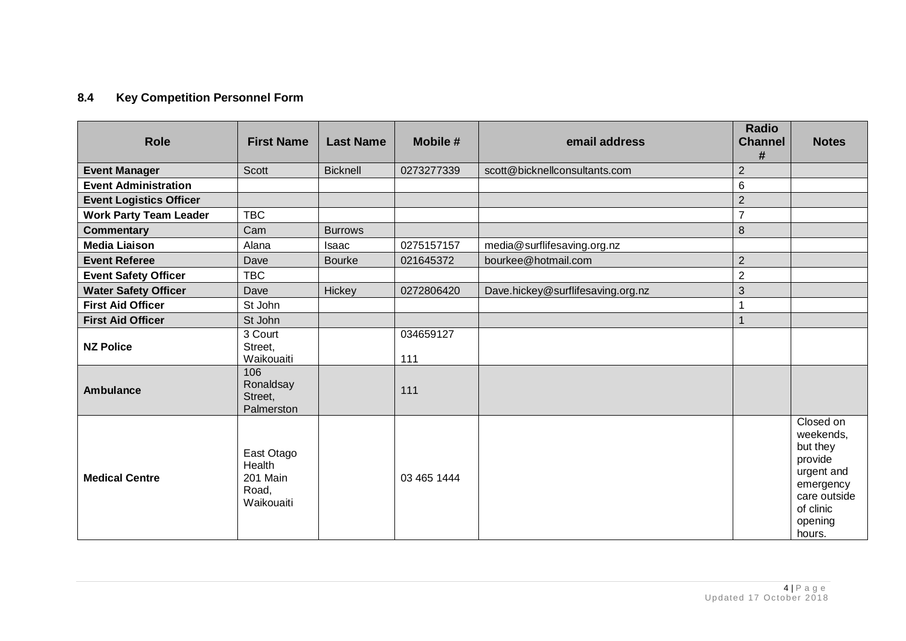### 8.4 Key Competition Personnel Form

| Role | First Name | Last Name | Mobile # | email address | Radio Channel # | Notes |
|---|---|---|---|---|---|---|
| **Event Manager** | Scott | Bicknell | 0273277339 | scott@bicknellconsultants.com | 2 | |
| **Event Administration** | | | | | 6 | |
| **Event Logistics Officer** | | | | | 2 | |
| **Work Party Team Leader** | TBC | | | | 7 | |
| **Commentary** | Cam | Burrows | | | 8 | |
| **Media Liaison** | Alana | Isaac | 0275157157 | media@surflifesaving.org.nz | | |
| **Event Referee** | Dave | Bourke | 021645372 | bourkee@hotmail.com | 2 | |
| **Event Safety Officer** | TBC | | | | 2 | |
| **Water Safety Officer** | Dave | Hickey | 0272806420 | Dave.hickey@surflifesaving.org.nz | 3 | |
| **First Aid Officer** | St John | | | | 1 | |
| **First Aid Officer** | St John | | | | 1 | |
| **NZ Police** | 3 Court Street, Waikouaiti | | 034659127<br>111 | | | |
| **Ambulance** | 106 Ronaldsay Street, Palmerston | | 111 | | | |
| **Medical Centre** | East Otago Health 201 Main Road, Waikouaiti | | 03 465 1444 | | | Closed on weekends, but they provide urgent and emergency care outside of clinic opening hours. |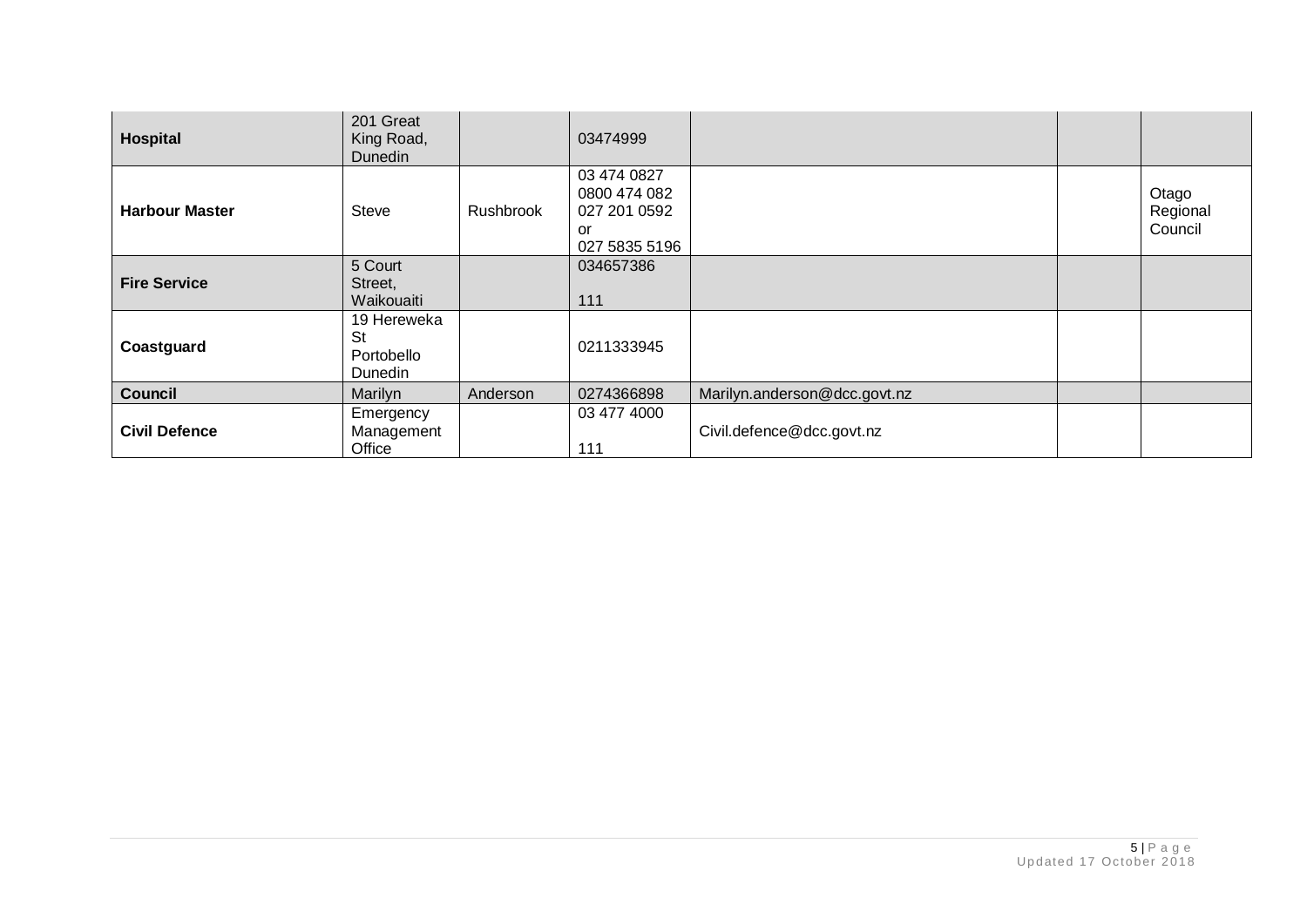| | | | | | | |
|---|---|---|---|---|---|---|
| **Hospital** | 201 Great King Road, Dunedin | | 03474999 | | | |
| **Harbour Master** | Steve | Rushbrook | 03 474 0827<br>0800 474 082<br>027 201 0592<br>or<br>027 5835 5196 | | | Otago Regional Council |
| **Fire Service** | 5 Court Street, Waikouaiti | | 034657386<br><br>111 | | | |
| **Coastguard** | 19 Hereweka St Portobello Dunedin | | 0211333945 | | | |
| **Council** | Marilyn | Anderson | 0274366898 | Marilyn.anderson@dcc.govt.nz | | |
| **Civil Defence** | Emergency Management Office | | 03 477 4000<br><br>111 | Civil.defence@dcc.govt.nz | | |

Updated 17 October 2018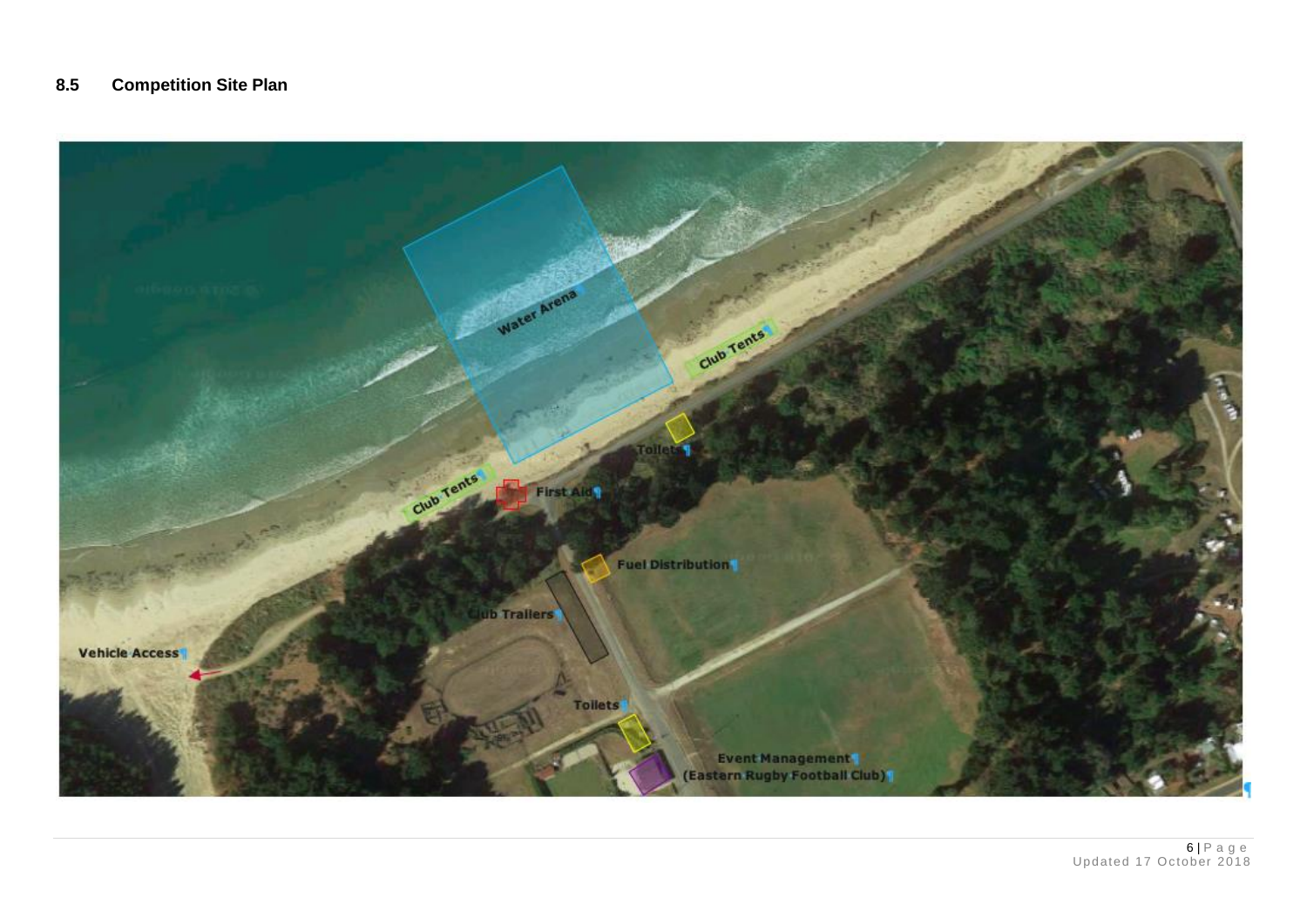## 8.5 Competition Site Plan

Water Arena

Club Tents

Club Tents

Toilets

First Aid

Fuel Distribution

Club Trailers

Vehicle Access

Toilets

Event Management
(Eastern Rugby Football Club)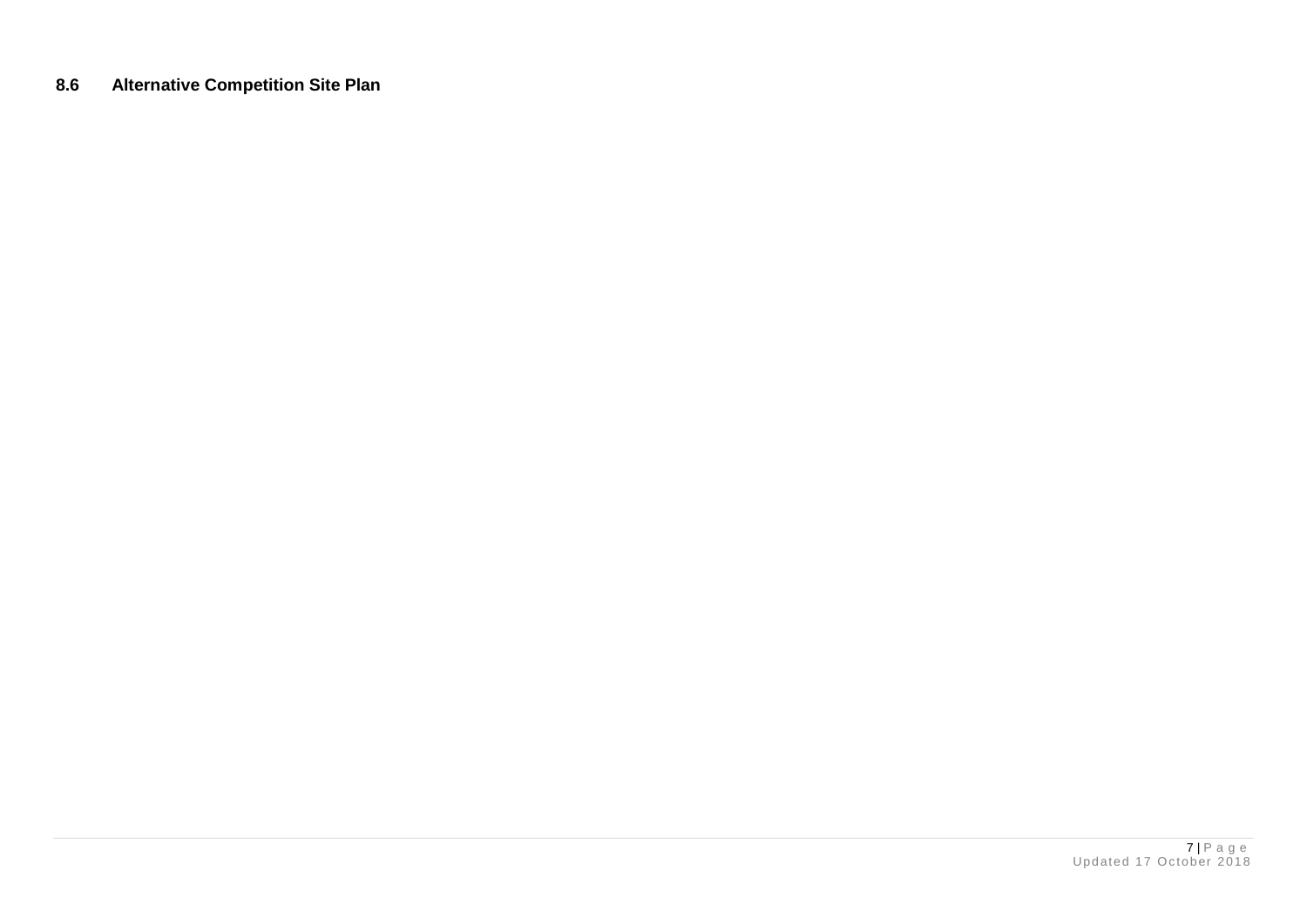### 8.6 Alternative Competition Site Plan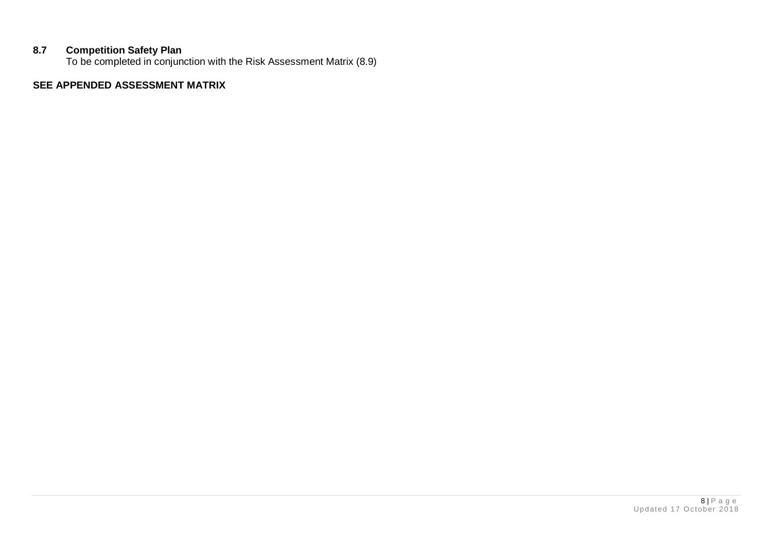## 8.7 Competition Safety Plan

To be completed in conjunction with the Risk Assessment Matrix (8.9)

**SEE APPENDED ASSESSMENT MATRIX**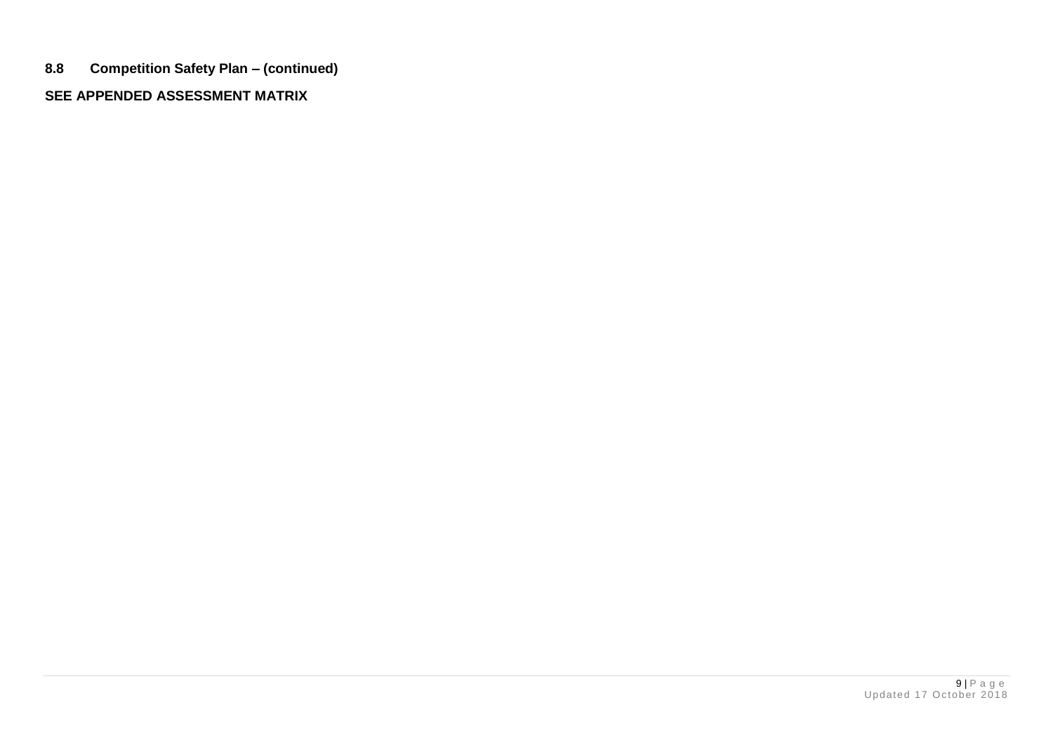## 8.8 Competition Safety Plan – (continued)

**SEE APPENDED ASSESSMENT MATRIX**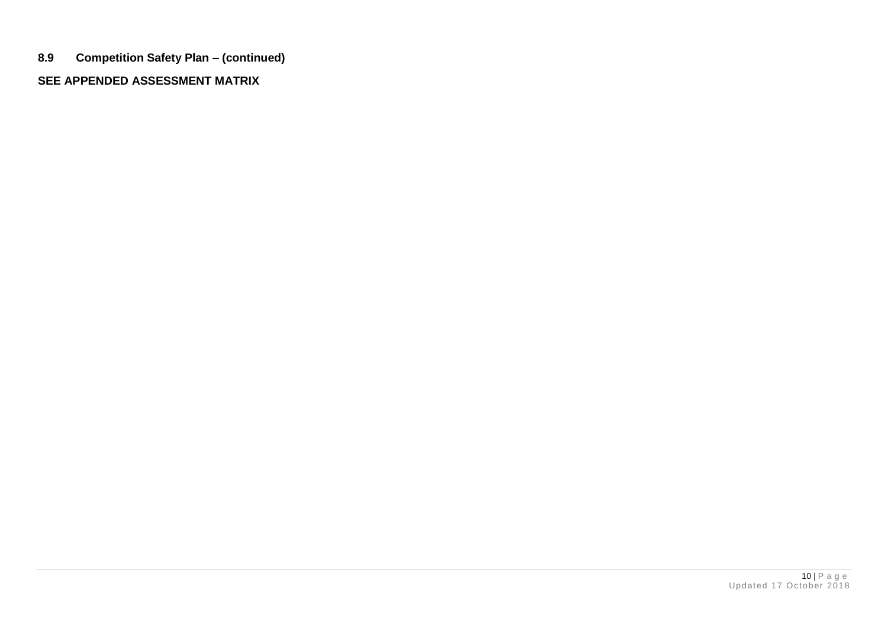## 8.9 Competition Safety Plan – (continued)

**SEE APPENDED ASSESSMENT MATRIX**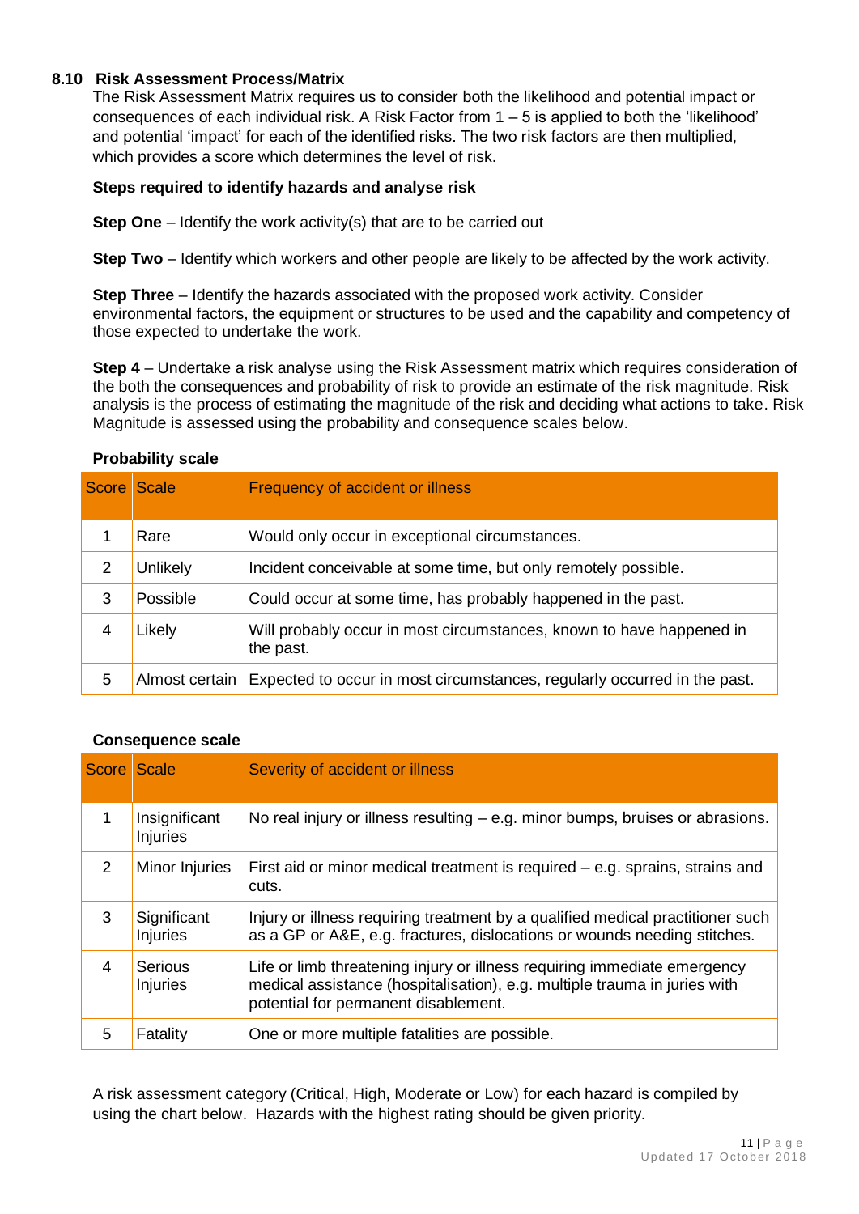### 8.10 Risk Assessment Process/Matrix

The Risk Assessment Matrix requires us to consider both the likelihood and potential impact or consequences of each individual risk. A Risk Factor from 1 – 5 is applied to both the 'likelihood' and potential 'impact' for each of the identified risks. The two risk factors are then multiplied, which provides a score which determines the level of risk.

**Steps required to identify hazards and analyse risk**

**Step One** – Identify the work activity(s) that are to be carried out

**Step Two** – Identify which workers and other people are likely to be affected by the work activity.

**Step Three** – Identify the hazards associated with the proposed work activity. Consider environmental factors, the equipment or structures to be used and the capability and competency of those expected to undertake the work.

**Step 4** – Undertake a risk analyse using the Risk Assessment matrix which requires consideration of the both the consequences and probability of risk to provide an estimate of the risk magnitude. Risk analysis is the process of estimating the magnitude of the risk and deciding what actions to take. Risk Magnitude is assessed using the probability and consequence scales below.

**Probability scale**

| Score | Scale | Frequency of accident or illness |
|---|---|---|
| 1 | Rare | Would only occur in exceptional circumstances. |
| 2 | Unlikely | Incident conceivable at some time, but only remotely possible. |
| 3 | Possible | Could occur at some time, has probably happened in the past. |
| 4 | Likely | Will probably occur in most circumstances, known to have happened in the past. |
| 5 | Almost certain | Expected to occur in most circumstances, regularly occurred in the past. |

**Consequence scale**

| Score | Scale | Severity of accident or illness |
|---|---|---|
| 1 | Insignificant Injuries | No real injury or illness resulting – e.g. minor bumps, bruises or abrasions. |
| 2 | Minor Injuries | First aid or minor medical treatment is required – e.g. sprains, strains and cuts. |
| 3 | Significant Injuries | Injury or illness requiring treatment by a qualified medical practitioner such as a GP or A&E, e.g. fractures, dislocations or wounds needing stitches. |
| 4 | Serious Injuries | Life or limb threatening injury or illness requiring immediate emergency medical assistance (hospitalisation), e.g. multiple trauma in juries with potential for permanent disablement. |
| 5 | Fatality | One or more multiple fatalities are possible. |

A risk assessment category (Critical, High, Moderate or Low) for each hazard is compiled by using the chart below. Hazards with the highest rating should be given priority.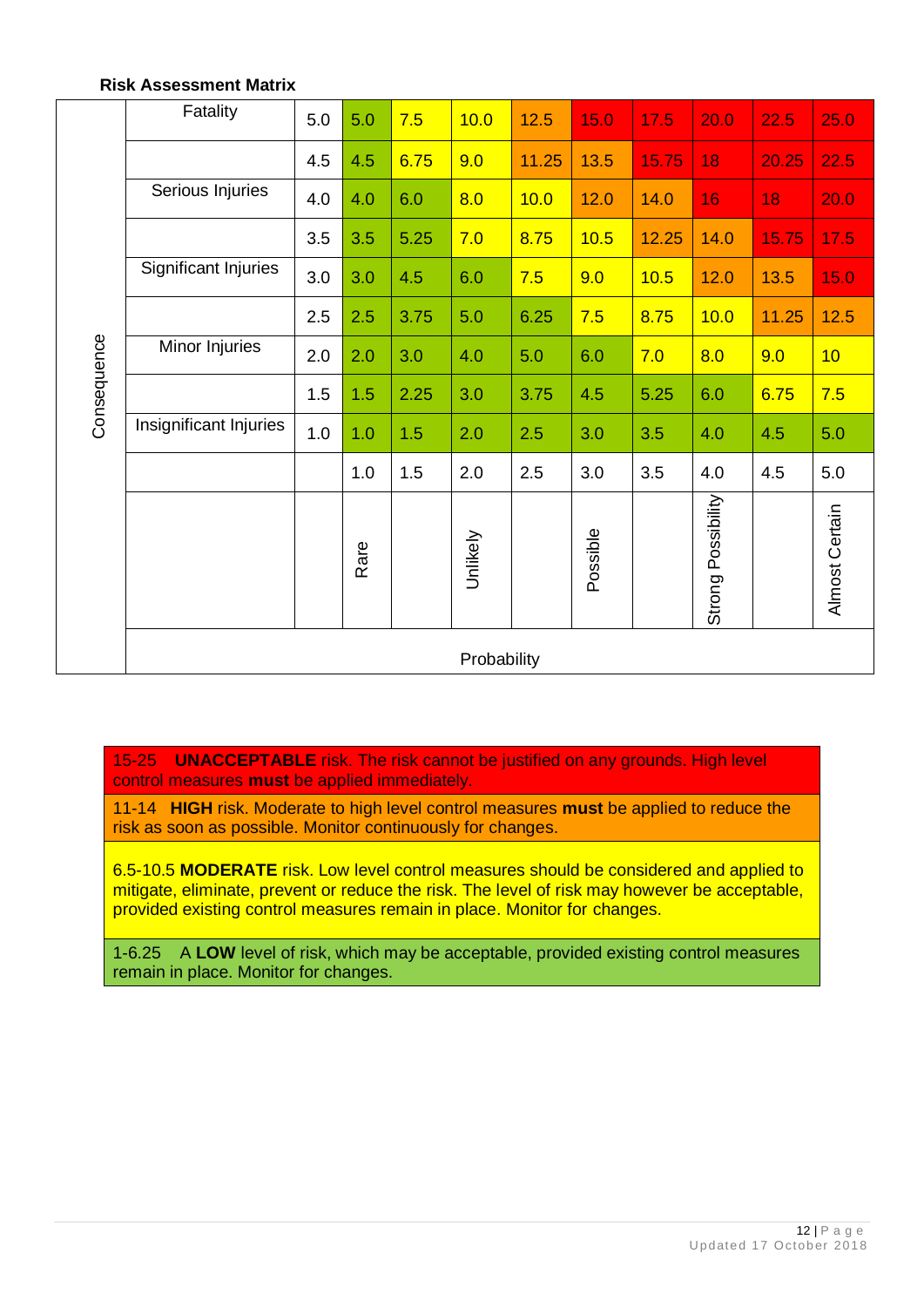**Risk Assessment Matrix**

| Consequence | | | | | | | | | | | |
|---|---|---|---|---|---|---|---|---|---|---|---|
| | Fatality | 5.0 | 5.0 | 7.5 | 10.0 | 12.5 | 15.0 | 17.5 | 20.0 | 22.5 | 25.0 |
| | | 4.5 | 4.5 | 6.75 | 9.0 | 11.25 | 13.5 | 15.75 | 18 | 20.25 | 22.5 |
| | Serious Injuries | 4.0 | 4.0 | 6.0 | 8.0 | 10.0 | 12.0 | 14.0 | 16 | 18 | 20.0 |
| | | 3.5 | 3.5 | 5.25 | 7.0 | 8.75 | 10.5 | 12.25 | 14.0 | 15.75 | 17.5 |
| | Significant Injuries | 3.0 | 3.0 | 4.5 | 6.0 | 7.5 | 9.0 | 10.5 | 12.0 | 13.5 | 15.0 |
| | | 2.5 | 2.5 | 3.75 | 5.0 | 6.25 | 7.5 | 8.75 | 10.0 | 11.25 | 12.5 |
| | Minor Injuries | 2.0 | 2.0 | 3.0 | 4.0 | 5.0 | 6.0 | 7.0 | 8.0 | 9.0 | 10 |
| | | 1.5 | 1.5 | 2.25 | 3.0 | 3.75 | 4.5 | 5.25 | 6.0 | 6.75 | 7.5 |
| | Insignificant Injuries | 1.0 | 1.0 | 1.5 | 2.0 | 2.5 | 3.0 | 3.5 | 4.0 | 4.5 | 5.0 |
| | | | 1.0 | 1.5 | 2.0 | 2.5 | 3.0 | 3.5 | 4.0 | 4.5 | 5.0 |
| | | | Rare | | Unlikely | | Possible | | Strong Possibility | | Almost Certain |
| | Probability | | | | | | | | | | |

| |
|---|
| 15-25 **UNACCEPTABLE** risk. The risk cannot be justified on any grounds. High level control measures **must** be applied immediately. |
| 11-14 **HIGH** risk. Moderate to high level control measures **must** be applied to reduce the risk as soon as possible. Monitor continuously for changes. |
| 6.5-10.5 **MODERATE** risk. Low level control measures should be considered and applied to mitigate, eliminate, prevent or reduce the risk. The level of risk may however be acceptable, provided existing control measures remain in place. Monitor for changes. |
| 1-6.25 A **LOW** level of risk, which may be acceptable, provided existing control measures remain in place. Monitor for changes. |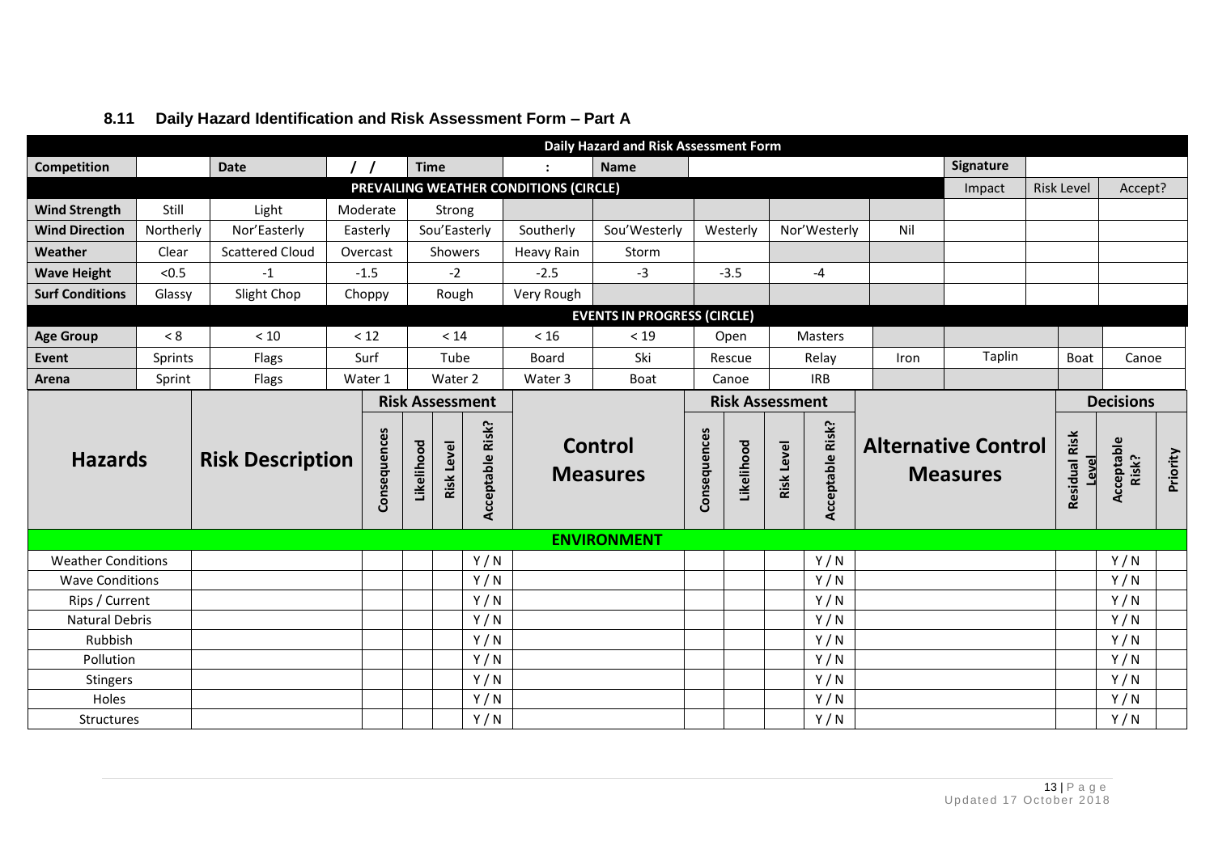### 8.11 Daily Hazard Identification and Risk Assessment Form – Part A

| Daily Hazard and Risk Assessment Form | | | | | | | | | | | | | | | | | | | |
|---|---|---|---|---|---|---|---|---|---|---|---|---|---|---|---|---|---|---|---|
| **Competition** | | **Date** | / / | **Time** | | | | : | **Name** | | | | | | | **Signature** | | | |
| **PREVAILING WEATHER CONDITIONS (CIRCLE)** | | | | | | | | | | | | | | | | Impact | Risk Level | | Accept? |
| **Wind Strength** | Still | Light | Moderate | Strong | | | | | | | | | | | | | | | |
| **Wind Direction** | Northerly | Nor'Easterly | Easterly | Sou'Easterly | | | | Southerly | Sou'Westerly | Westerly | | Nor'Westerly | | | Nil | | | | |
| **Weather** | Clear | Scattered Cloud | Overcast | Showers | | | | Heavy Rain | Storm | | | | | | | | | | |
| **Wave Height** | <0.5 | -1 | -1.5 | -2 | | | | -2.5 | -3 | -3.5 | | -4 | | | | | | | |
| **Surf Conditions** | Glassy | Slight Chop | Choppy | Rough | | | | Very Rough | | | | | | | | | | | |
| **EVENTS IN PROGRESS (CIRCLE)** | | | | | | | | | | | | | | | | | | | |
| **Age Group** | < 8 | < 10 | < 12 | < 14 | | | | < 16 | < 19 | Open | | Masters | | | | | | | |
| **Event** | Sprints | Flags | Surf | Tube | | | | Board | Ski | Rescue | | Relay | | | Iron | Taplin | Boat | | Canoe |
| **Arena** | Sprint | Flags | Water 1 | Water 2 | | | | Water 3 | Boat | Canoe | | IRB | | | | | | | |
| **Hazards** | **Risk Description** | | **Risk Assessment** | | | | | **Control Measures** | | **Risk Assessment** | | | | **Alternative Control Measures** | | | **Decisions** | | |
| | | | Consequences | Likelihood | Risk Level | Acceptable Risk? | | | | Consequences | Likelihood | Risk Level | Acceptable Risk? | | | | Residual Risk Level | Acceptable Risk? | Priority |
| **ENVIRONMENT** | | | | | | | | | | | | | | | | | | | |
| Weather Conditions | | | | | | Y / N | | | | | | | Y / N | | | | | Y / N | |
| Wave Conditions | | | | | | Y / N | | | | | | | Y / N | | | | | Y / N | |
| Rips / Current | | | | | | Y / N | | | | | | | Y / N | | | | | Y / N | |
| Natural Debris | | | | | | Y / N | | | | | | | Y / N | | | | | Y / N | |
| Rubbish | | | | | | Y / N | | | | | | | Y / N | | | | | Y / N | |
| Pollution | | | | | | Y / N | | | | | | | Y / N | | | | | Y / N | |
| Stingers | | | | | | Y / N | | | | | | | Y / N | | | | | Y / N | |
| Holes | | | | | | Y / N | | | | | | | Y / N | | | | | Y / N | |
| Structures | | | | | | Y / N | | | | | | | Y / N | | | | | Y / N | |

Updated 17 October 2018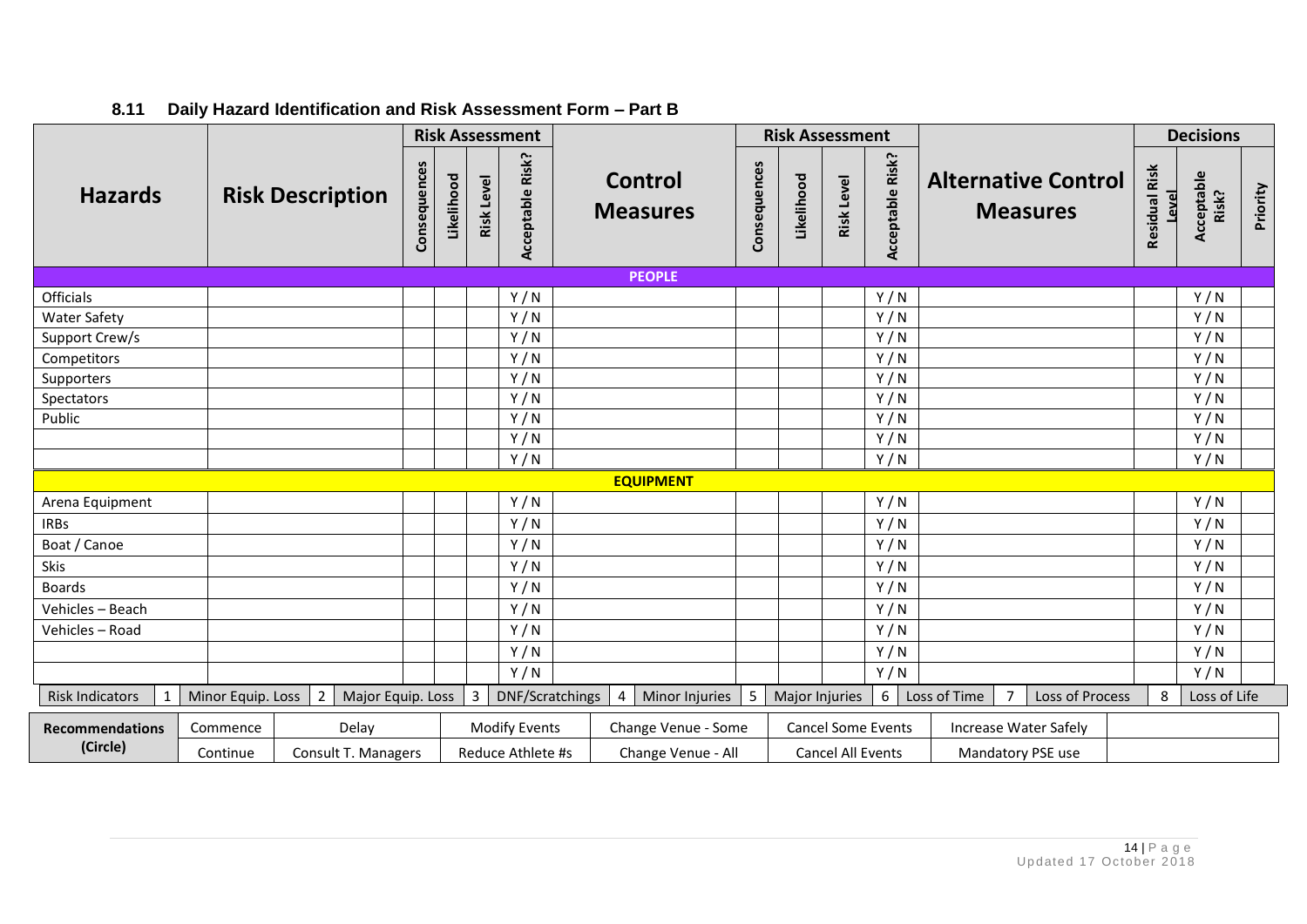## 8.11 Daily Hazard Identification and Risk Assessment Form – Part B

| Hazards | Risk Description | Risk Assessment | | | | Control Measures | Risk Assessment | | | | Alternative Control Measures | Decisions | | |
|---|---|---|---|---|---|---|---|---|---|---|---|---|---|---|
| | | Consequences | Likelihood | Risk Level | Acceptable Risk? | | Consequences | Likelihood | Risk Level | Acceptable Risk? | | Residual Risk Level | Acceptable Risk? | Priority |
| **PEOPLE** | | | | | | | | | | | | | | |
| Officials | | | | | Y / N | | | | | Y / N | | | Y / N | |
| Water Safety | | | | | Y / N | | | | | Y / N | | | Y / N | |
| Support Crew/s | | | | | Y / N | | | | | Y / N | | | Y / N | |
| Competitors | | | | | Y / N | | | | | Y / N | | | Y / N | |
| Supporters | | | | | Y / N | | | | | Y / N | | | Y / N | |
| Spectators | | | | | Y / N | | | | | Y / N | | | Y / N | |
| Public | | | | | Y / N | | | | | Y / N | | | Y / N | |
| | | | | | Y / N | | | | | Y / N | | | Y / N | |
| | | | | | Y / N | | | | | Y / N | | | Y / N | |
| **EQUIPMENT** | | | | | | | | | | | | | | |
| Arena Equipment | | | | | Y / N | | | | | Y / N | | | Y / N | |
| IRBs | | | | | Y / N | | | | | Y / N | | | Y / N | |
| Boat / Canoe | | | | | Y / N | | | | | Y / N | | | Y / N | |
| Skis | | | | | Y / N | | | | | Y / N | | | Y / N | |
| Boards | | | | | Y / N | | | | | Y / N | | | Y / N | |
| Vehicles – Beach | | | | | Y / N | | | | | Y / N | | | Y / N | |
| Vehicles – Road | | | | | Y / N | | | | | Y / N | | | Y / N | |
| | | | | | Y / N | | | | | Y / N | | | Y / N | |
| | | | | | Y / N | | | | | Y / N | | | Y / N | |

| Risk Indicators | 1 | Minor Equip. Loss | 2 | Major Equip. Loss | 3 | DNF/Scratchings | 4 | Minor Injuries | 5 | Major Injuries | 6 | Loss of Time | 7 | Loss of Process | 8 | Loss of Life |
|---|---|---|---|---|---|---|---|---|---|---|---|---|---|---|---|---|

| Recommendations (Circle) | Commence | Delay | Modify Events | Change Venue - Some | Cancel Some Events | Increase Water Safely | |
|---|---|---|---|---|---|---|---|
| | Continue | Consult T. Managers | Reduce Athlete #s | Change Venue - All | Cancel All Events | Mandatory PSE use | |

Updated 17 October 2018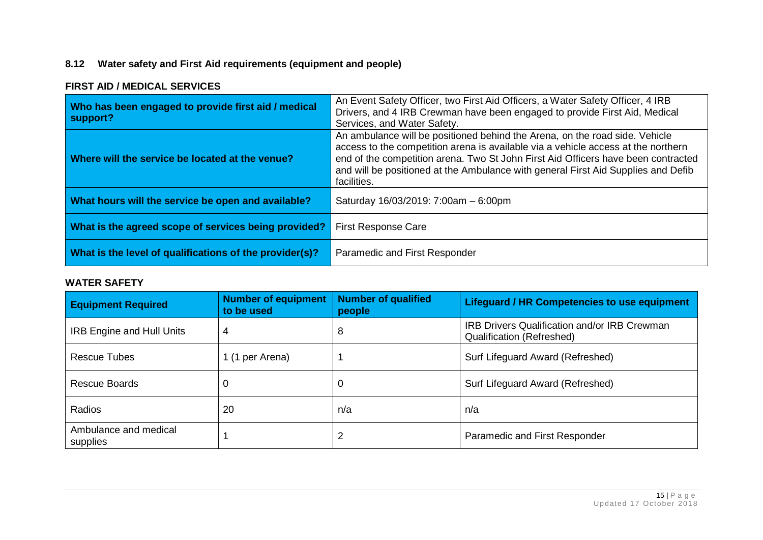### 8.12 Water safety and First Aid requirements (equipment and people)

#### FIRST AID / MEDICAL SERVICES

| | |
|---|---|
| **Who has been engaged to provide first aid / medical support?** | An Event Safety Officer, two First Aid Officers, a Water Safety Officer, 4 IRB Drivers, and 4 IRB Crewman have been engaged to provide First Aid, Medical Services, and Water Safety. |
| **Where will the service be located at the venue?** | An ambulance will be positioned behind the Arena, on the road side. Vehicle access to the competition arena is available via a vehicle access at the northern end of the competition arena. Two St John First Aid Officers have been contracted and will be positioned at the Ambulance with general First Aid Supplies and Defib facilities. |
| **What hours will the service be open and available?** | Saturday 16/03/2019: 7:00am – 6:00pm |
| **What is the agreed scope of services being provided?** | First Response Care |
| **What is the level of qualifications of the provider(s)?** | Paramedic and First Responder |

#### WATER SAFETY

| Equipment Required | Number of equipment to be used | Number of qualified people | Lifeguard / HR Competencies to use equipment |
|---|---|---|---|
| IRB Engine and Hull Units | 4 | 8 | IRB Drivers Qualification and/or IRB Crewman Qualification (Refreshed) |
| Rescue Tubes | 1 (1 per Arena) | 1 | Surf Lifeguard Award (Refreshed) |
| Rescue Boards | 0 | 0 | Surf Lifeguard Award (Refreshed) |
| Radios | 20 | n/a | n/a |
| Ambulance and medical supplies | 1 | 2 | Paramedic and First Responder |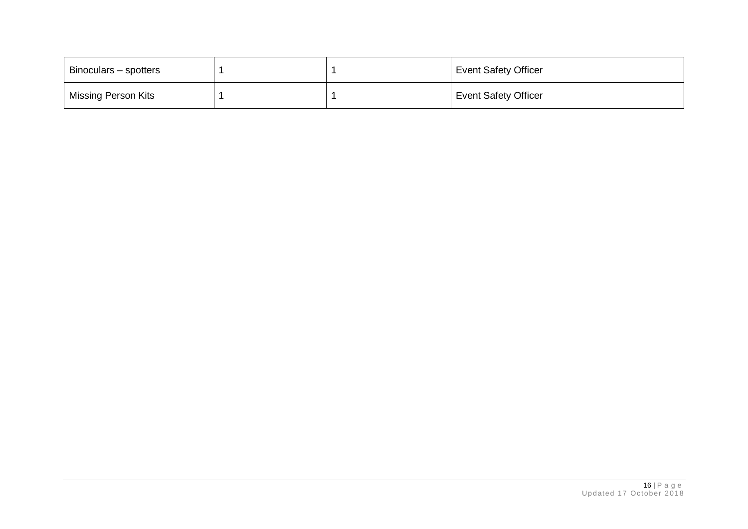| | | | |
|---|---|---|---|
| Binoculars – spotters | 1 | 1 | Event Safety Officer |
| Missing Person Kits | 1 | 1 | Event Safety Officer |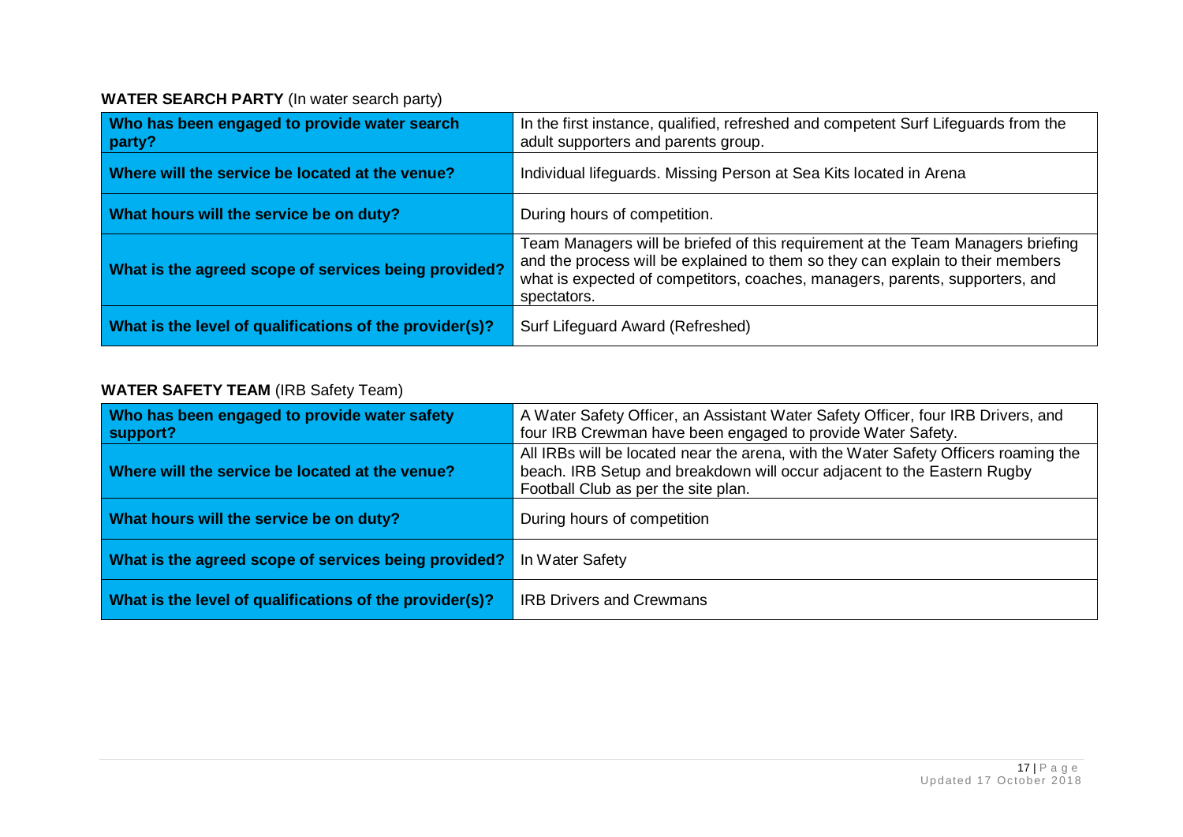**WATER SEARCH PARTY** (In water search party)

| Who has been engaged to provide water search party? | In the first instance, qualified, refreshed and competent Surf Lifeguards from the adult supporters and parents group. |
|---|---|
| **Where will the service be located at the venue?** | Individual lifeguards. Missing Person at Sea Kits located in Arena |
| **What hours will the service be on duty?** | During hours of competition. |
| **What is the agreed scope of services being provided?** | Team Managers will be briefed of this requirement at the Team Managers briefing and the process will be explained to them so they can explain to their members what is expected of competitors, coaches, managers, parents, supporters, and spectators. |
| **What is the level of qualifications of the provider(s)?** | Surf Lifeguard Award (Refreshed) |

**WATER SAFETY TEAM** (IRB Safety Team)

| Who has been engaged to provide water safety support? | A Water Safety Officer, an Assistant Water Safety Officer, four IRB Drivers, and four IRB Crewman have been engaged to provide Water Safety. |
|---|---|
| **Where will the service be located at the venue?** | All IRBs will be located near the arena, with the Water Safety Officers roaming the beach. IRB Setup and breakdown will occur adjacent to the Eastern Rugby Football Club as per the site plan. |
| **What hours will the service be on duty?** | During hours of competition |
| **What is the agreed scope of services being provided?** | In Water Safety |
| **What is the level of qualifications of the provider(s)?** | IRB Drivers and Crewmans |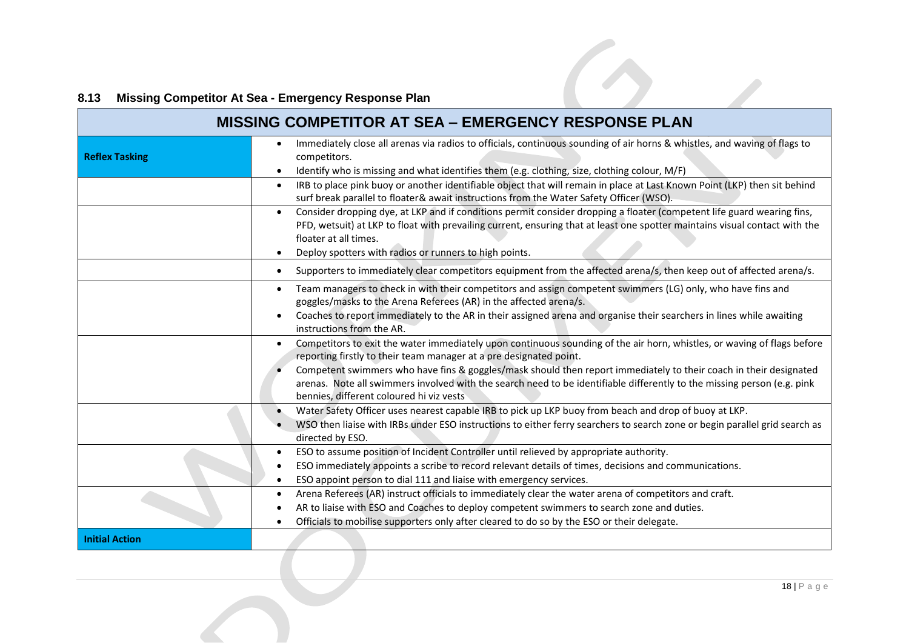## 8.13 Missing Competitor At Sea - Emergency Response Plan

| MISSING COMPETITOR AT SEA – EMERGENCY RESPONSE PLAN | |
|---|---|
| **Reflex Tasking** | • Immediately close all arenas via radios to officials, continuous sounding of air horns & whistles, and waving of flags to competitors.<br>• Identify who is missing and what identifies them (e.g. clothing, size, clothing colour, M/F) |
| | • IRB to place pink buoy or another identifiable object that will remain in place at Last Known Point (LKP) then sit behind surf break parallel to floater& await instructions from the Water Safety Officer (WSO). |
| | • Consider dropping dye, at LKP and if conditions permit consider dropping a floater (competent life guard wearing fins, PFD, wetsuit) at LKP to float with prevailing current, ensuring that at least one spotter maintains visual contact with the floater at all times.<br>• Deploy spotters with radios or runners to high points. |
| | • Supporters to immediately clear competitors equipment from the affected arena/s, then keep out of affected arena/s. |
| | • Team managers to check in with their competitors and assign competent swimmers (LG) only, who have fins and goggles/masks to the Arena Referees (AR) in the affected arena/s.<br>• Coaches to report immediately to the AR in their assigned arena and organise their searchers in lines while awaiting instructions from the AR. |
| | • Competitors to exit the water immediately upon continuous sounding of the air horn, whistles, or waving of flags before reporting firstly to their team manager at a pre designated point.<br>• Competent swimmers who have fins & goggles/mask should then report immediately to their coach in their designated arenas. Note all swimmers involved with the search need to be identifiable differently to the missing person (e.g. pink bennies, different coloured hi viz vests |
| | • Water Safety Officer uses nearest capable IRB to pick up LKP buoy from beach and drop of buoy at LKP.<br>• WSO then liaise with IRBs under ESO instructions to either ferry searchers to search zone or begin parallel grid search as directed by ESO. |
| | • ESO to assume position of Incident Controller until relieved by appropriate authority.<br>• ESO immediately appoints a scribe to record relevant details of times, decisions and communications.<br>• ESO appoint person to dial 111 and liaise with emergency services. |
| | • Arena Referees (AR) instruct officials to immediately clear the water arena of competitors and craft.<br>• AR to liaise with ESO and Coaches to deploy competent swimmers to search zone and duties.<br>• Officials to mobilise supporters only after cleared to do so by the ESO or their delegate. |
| **Initial Action** | |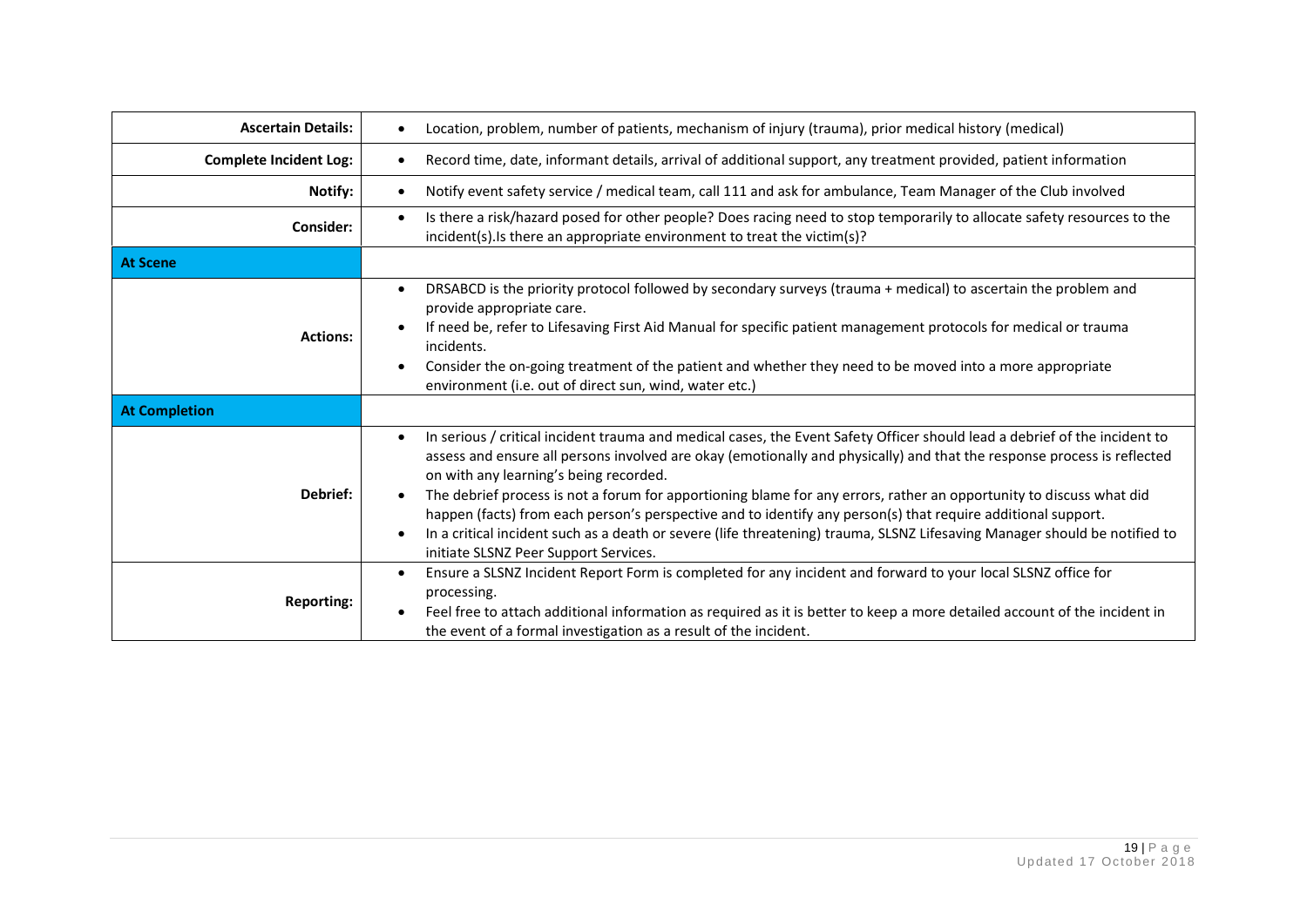| | |
|---|---|
| **Ascertain Details:** | • Location, problem, number of patients, mechanism of injury (trauma), prior medical history (medical) |
| **Complete Incident Log:** | • Record time, date, informant details, arrival of additional support, any treatment provided, patient information |
| **Notify:** | • Notify event safety service / medical team, call 111 and ask for ambulance, Team Manager of the Club involved |
| **Consider:** | • Is there a risk/hazard posed for other people? Does racing need to stop temporarily to allocate safety resources to the incident(s).Is there an appropriate environment to treat the victim(s)? |
| **At Scene** | |
| **Actions:** | • DRSABCD is the priority protocol followed by secondary surveys (trauma + medical) to ascertain the problem and provide appropriate care.<br>• If need be, refer to Lifesaving First Aid Manual for specific patient management protocols for medical or trauma incidents.<br>• Consider the on-going treatment of the patient and whether they need to be moved into a more appropriate environment (i.e. out of direct sun, wind, water etc.) |
| **At Completion** | |
| **Debrief:** | • In serious / critical incident trauma and medical cases, the Event Safety Officer should lead a debrief of the incident to assess and ensure all persons involved are okay (emotionally and physically) and that the response process is reflected on with any learning's being recorded.<br>• The debrief process is not a forum for apportioning blame for any errors, rather an opportunity to discuss what did happen (facts) from each person's perspective and to identify any person(s) that require additional support.<br>• In a critical incident such as a death or severe (life threatening) trauma, SLSNZ Lifesaving Manager should be notified to initiate SLSNZ Peer Support Services. |
| **Reporting:** | • Ensure a SLSNZ Incident Report Form is completed for any incident and forward to your local SLSNZ office for processing.<br>• Feel free to attach additional information as required as it is better to keep a more detailed account of the incident in the event of a formal investigation as a result of the incident. |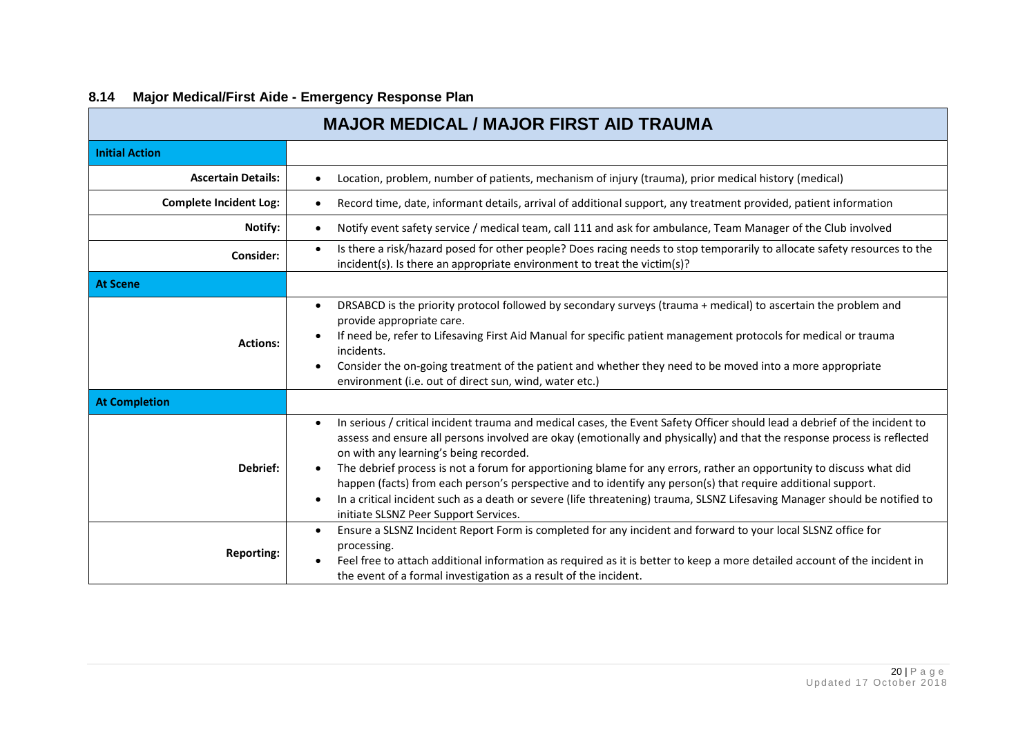## 8.14 Major Medical/First Aide - Emergency Response Plan

| MAJOR MEDICAL / MAJOR FIRST AID TRAUMA | |
|---|---|
| **Initial Action** | |
| **Ascertain Details:** | • Location, problem, number of patients, mechanism of injury (trauma), prior medical history (medical) |
| **Complete Incident Log:** | • Record time, date, informant details, arrival of additional support, any treatment provided, patient information |
| **Notify:** | • Notify event safety service / medical team, call 111 and ask for ambulance, Team Manager of the Club involved |
| **Consider:** | • Is there a risk/hazard posed for other people? Does racing needs to stop temporarily to allocate safety resources to the incident(s). Is there an appropriate environment to treat the victim(s)? |
| **At Scene** | |
| **Actions:** | • DRSABCD is the priority protocol followed by secondary surveys (trauma + medical) to ascertain the problem and provide appropriate care.<br>• If need be, refer to Lifesaving First Aid Manual for specific patient management protocols for medical or trauma incidents.<br>• Consider the on-going treatment of the patient and whether they need to be moved into a more appropriate environment (i.e. out of direct sun, wind, water etc.) |
| **At Completion** | |
| **Debrief:** | • In serious / critical incident trauma and medical cases, the Event Safety Officer should lead a debrief of the incident to assess and ensure all persons involved are okay (emotionally and physically) and that the response process is reflected on with any learning's being recorded.<br>• The debrief process is not a forum for apportioning blame for any errors, rather an opportunity to discuss what did happen (facts) from each person's perspective and to identify any person(s) that require additional support.<br>• In a critical incident such as a death or severe (life threatening) trauma, SLSNZ Lifesaving Manager should be notified to initiate SLSNZ Peer Support Services. |
| **Reporting:** | • Ensure a SLSNZ Incident Report Form is completed for any incident and forward to your local SLSNZ office for processing.<br>• Feel free to attach additional information as required as it is better to keep a more detailed account of the incident in the event of a formal investigation as a result of the incident. |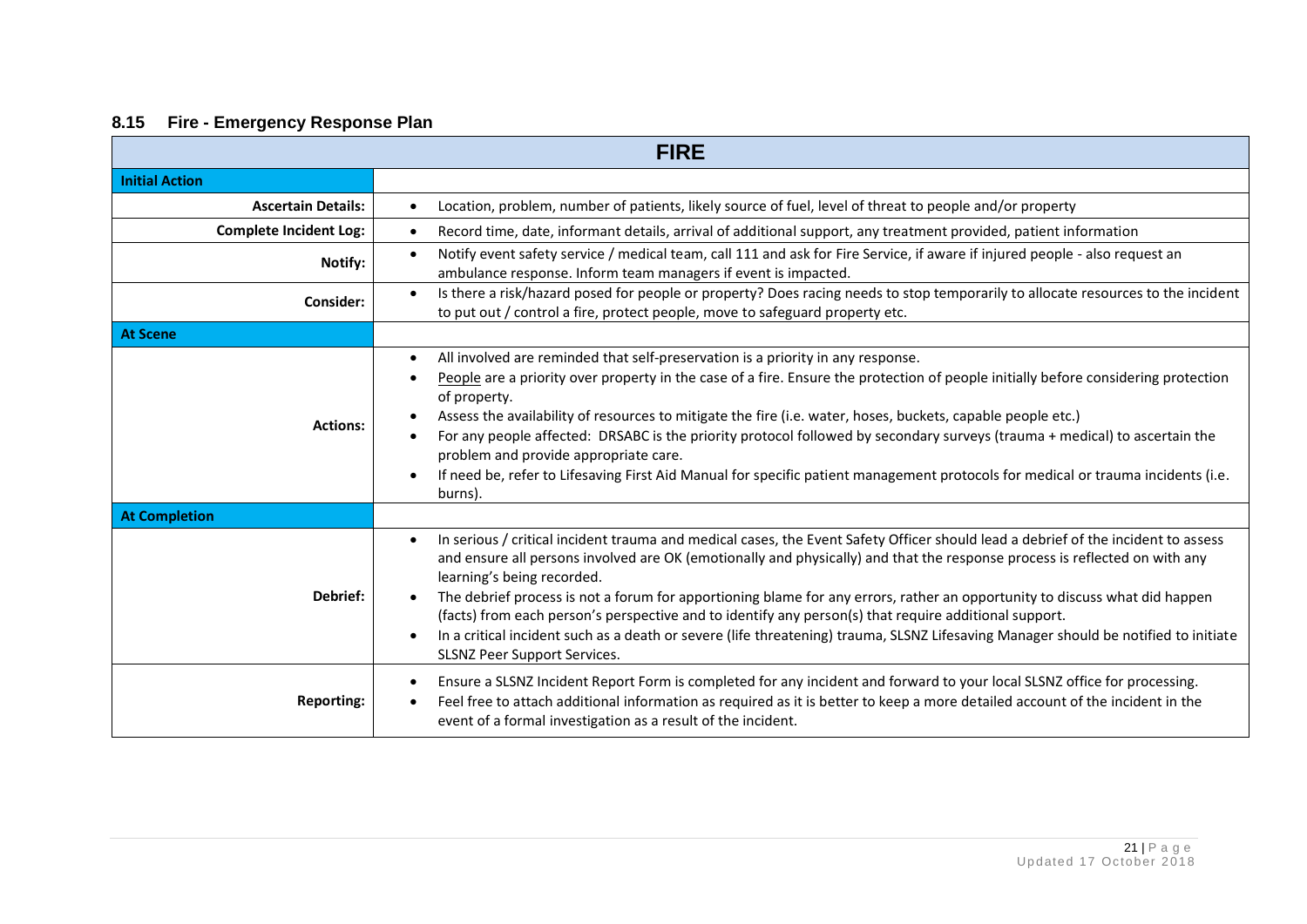### 8.15 Fire - Emergency Response Plan

| FIRE | |
|---|---|
| **Initial Action** | |
| **Ascertain Details:** | • Location, problem, number of patients, likely source of fuel, level of threat to people and/or property |
| **Complete Incident Log:** | • Record time, date, informant details, arrival of additional support, any treatment provided, patient information |
| **Notify:** | • Notify event safety service / medical team, call 111 and ask for Fire Service, if aware if injured people - also request an ambulance response. Inform team managers if event is impacted. |
| **Consider:** | • Is there a risk/hazard posed for people or property? Does racing needs to stop temporarily to allocate resources to the incident to put out / control a fire, protect people, move to safeguard property etc. |
| **At Scene** | |
| **Actions:** | • All involved are reminded that self-preservation is a priority in any response.<br>• People are a priority over property in the case of a fire. Ensure the protection of people initially before considering protection of property.<br>• Assess the availability of resources to mitigate the fire (i.e. water, hoses, buckets, capable people etc.)<br>• For any people affected: DRSABC is the priority protocol followed by secondary surveys (trauma + medical) to ascertain the problem and provide appropriate care.<br>• If need be, refer to Lifesaving First Aid Manual for specific patient management protocols for medical or trauma incidents (i.e. burns). |
| **At Completion** | |
| **Debrief:** | • In serious / critical incident trauma and medical cases, the Event Safety Officer should lead a debrief of the incident to assess and ensure all persons involved are OK (emotionally and physically) and that the response process is reflected on with any learning's being recorded.<br>• The debrief process is not a forum for apportioning blame for any errors, rather an opportunity to discuss what did happen (facts) from each person's perspective and to identify any person(s) that require additional support.<br>• In a critical incident such as a death or severe (life threatening) trauma, SLSNZ Lifesaving Manager should be notified to initiate SLSNZ Peer Support Services. |
| **Reporting:** | • Ensure a SLSNZ Incident Report Form is completed for any incident and forward to your local SLSNZ office for processing.<br>• Feel free to attach additional information as required as it is better to keep a more detailed account of the incident in the event of a formal investigation as a result of the incident. |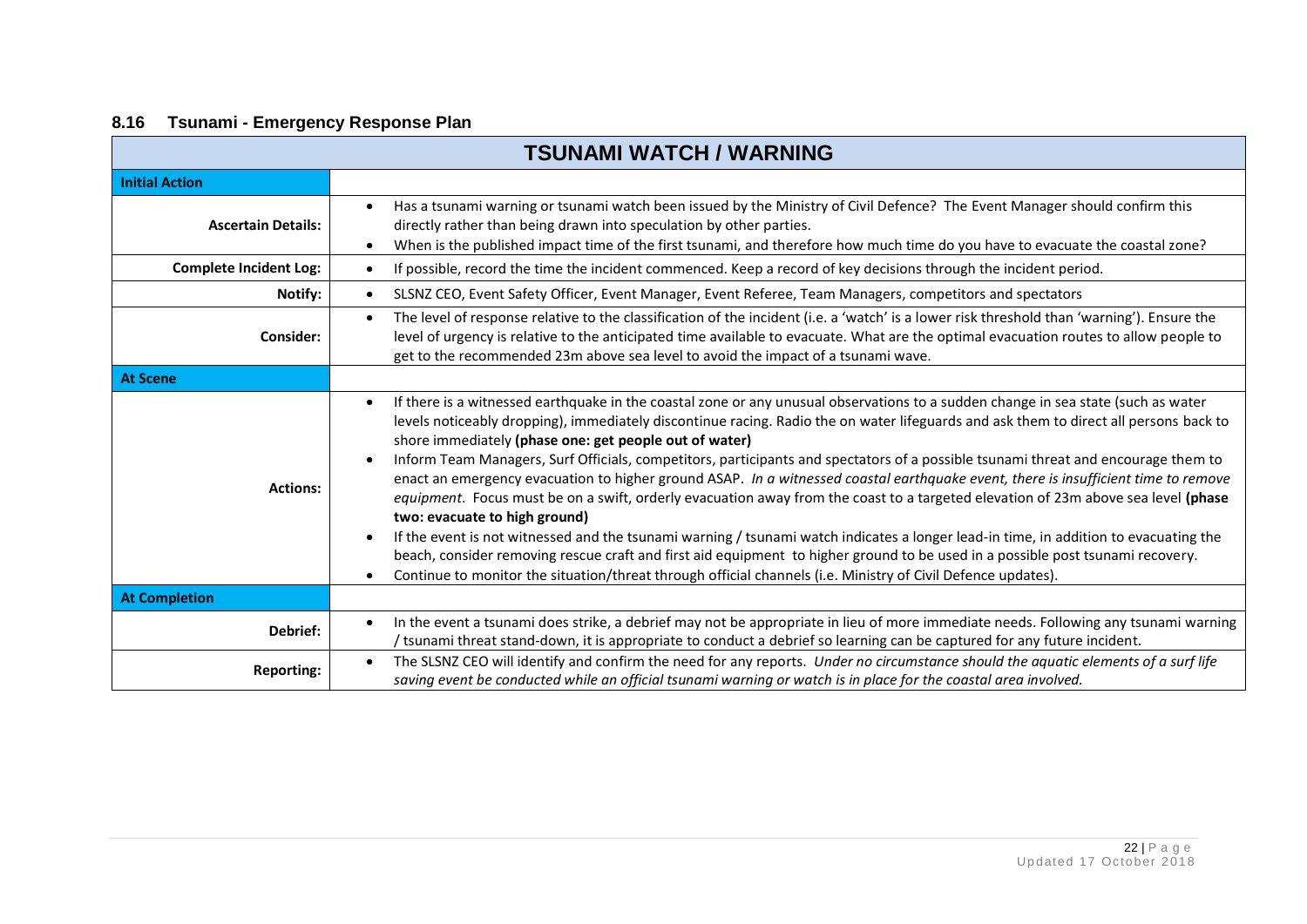## 8.16 Tsunami - Emergency Response Plan

| TSUNAMI WATCH / WARNING | |
|---|---|
| **Initial Action** | |
| **Ascertain Details:** | • Has a tsunami warning or tsunami watch been issued by the Ministry of Civil Defence? The Event Manager should confirm this directly rather than being drawn into speculation by other parties.<br>• When is the published impact time of the first tsunami, and therefore how much time do you have to evacuate the coastal zone? |
| **Complete Incident Log:** | • If possible, record the time the incident commenced. Keep a record of key decisions through the incident period. |
| **Notify:** | • SLSNZ CEO, Event Safety Officer, Event Manager, Event Referee, Team Managers, competitors and spectators |
| **Consider:** | • The level of response relative to the classification of the incident (i.e. a 'watch' is a lower risk threshold than 'warning'). Ensure the level of urgency is relative to the anticipated time available to evacuate. What are the optimal evacuation routes to allow people to get to the recommended 23m above sea level to avoid the impact of a tsunami wave. |
| **At Scene** | |
| **Actions:** | • If there is a witnessed earthquake in the coastal zone or any unusual observations to a sudden change in sea state (such as water levels noticeably dropping), immediately discontinue racing. Radio the on water lifeguards and ask them to direct all persons back to shore immediately **(phase one: get people out of water)**<br>• Inform Team Managers, Surf Officials, competitors, participants and spectators of a possible tsunami threat and encourage them to enact an emergency evacuation to higher ground ASAP. *In a witnessed coastal earthquake event, there is insufficient time to remove equipment*. Focus must be on a swift, orderly evacuation away from the coast to a targeted elevation of 23m above sea level **(phase two: evacuate to high ground)**<br>• If the event is not witnessed and the tsunami warning / tsunami watch indicates a longer lead-in time, in addition to evacuating the beach, consider removing rescue craft and first aid equipment to higher ground to be used in a possible post tsunami recovery.<br>• Continue to monitor the situation/threat through official channels (i.e. Ministry of Civil Defence updates). |
| **At Completion** | |
| **Debrief:** | • In the event a tsunami does strike, a debrief may not be appropriate in lieu of more immediate needs. Following any tsunami warning / tsunami threat stand-down, it is appropriate to conduct a debrief so learning can be captured for any future incident. |
| **Reporting:** | • The SLSNZ CEO will identify and confirm the need for any reports. *Under no circumstance should the aquatic elements of a surf life saving event be conducted while an official tsunami warning or watch is in place for the coastal area involved.* |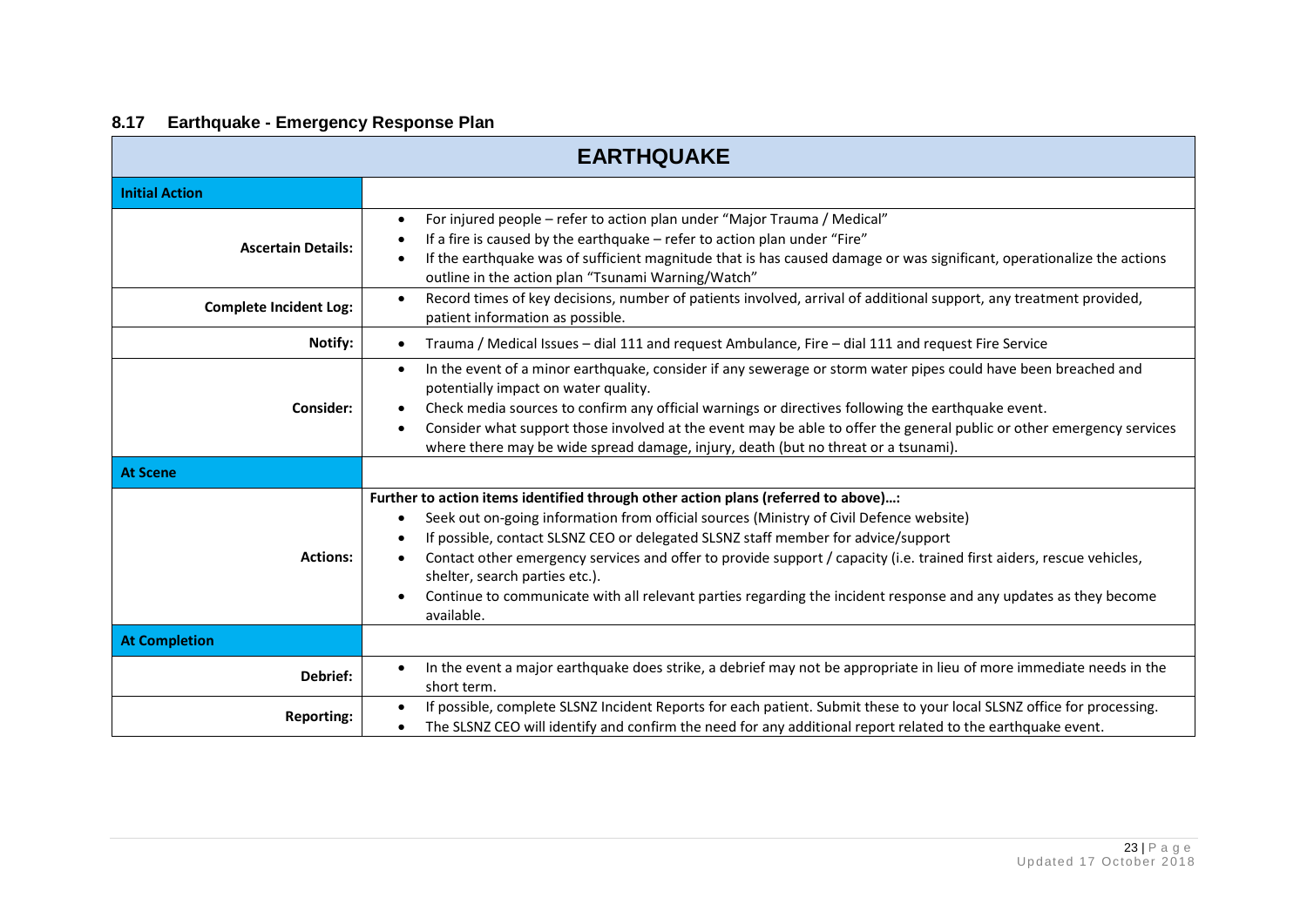## 8.17 Earthquake - Emergency Response Plan

| EARTHQUAKE | |
|---|---|
| **Initial Action** | |
| **Ascertain Details:** | • For injured people – refer to action plan under "Major Trauma / Medical"<br>• If a fire is caused by the earthquake – refer to action plan under "Fire"<br>• If the earthquake was of sufficient magnitude that is has caused damage or was significant, operationalize the actions outline in the action plan "Tsunami Warning/Watch" |
| **Complete Incident Log:** | • Record times of key decisions, number of patients involved, arrival of additional support, any treatment provided, patient information as possible. |
| **Notify:** | • Trauma / Medical Issues – dial 111 and request Ambulance, Fire – dial 111 and request Fire Service |
| **Consider:** | • In the event of a minor earthquake, consider if any sewerage or storm water pipes could have been breached and potentially impact on water quality.<br>• Check media sources to confirm any official warnings or directives following the earthquake event.<br>• Consider what support those involved at the event may be able to offer the general public or other emergency services where there may be wide spread damage, injury, death (but no threat or a tsunami). |
| **At Scene** | |
| **Actions:** | **Further to action items identified through other action plans (referred to above)…:**<br>• Seek out on-going information from official sources (Ministry of Civil Defence website)<br>• If possible, contact SLSNZ CEO or delegated SLSNZ staff member for advice/support<br>• Contact other emergency services and offer to provide support / capacity (i.e. trained first aiders, rescue vehicles, shelter, search parties etc.).<br>• Continue to communicate with all relevant parties regarding the incident response and any updates as they become available. |
| **At Completion** | |
| **Debrief:** | • In the event a major earthquake does strike, a debrief may not be appropriate in lieu of more immediate needs in the short term. |
| **Reporting:** | • If possible, complete SLSNZ Incident Reports for each patient. Submit these to your local SLSNZ office for processing.<br>• The SLSNZ CEO will identify and confirm the need for any additional report related to the earthquake event. |

Updated 17 October 2018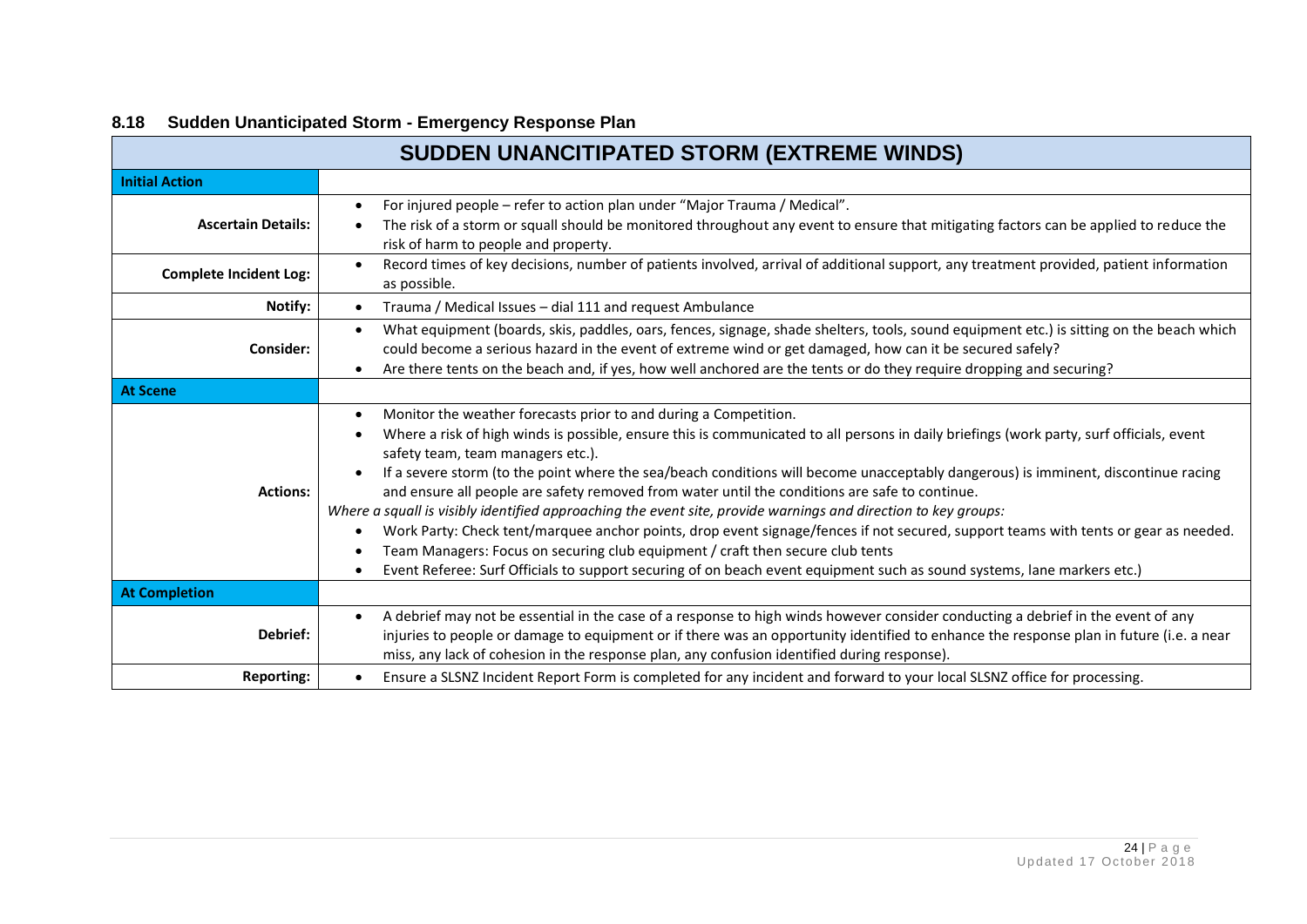## 8.18 Sudden Unanticipated Storm - Emergency Response Plan

| SUDDEN UNANCITIPATED STORM (EXTREME WINDS) | |
|---|---|
| **Initial Action** | |
| **Ascertain Details:** | • For injured people – refer to action plan under "Major Trauma / Medical".<br>• The risk of a storm or squall should be monitored throughout any event to ensure that mitigating factors can be applied to reduce the risk of harm to people and property. |
| **Complete Incident Log:** | • Record times of key decisions, number of patients involved, arrival of additional support, any treatment provided, patient information as possible. |
| **Notify:** | • Trauma / Medical Issues – dial 111 and request Ambulance |
| **Consider:** | • What equipment (boards, skis, paddles, oars, fences, signage, shade shelters, tools, sound equipment etc.) is sitting on the beach which could become a serious hazard in the event of extreme wind or get damaged, how can it be secured safely?<br>• Are there tents on the beach and, if yes, how well anchored are the tents or do they require dropping and securing? |
| **At Scene** | |
| **Actions:** | • Monitor the weather forecasts prior to and during a Competition.<br>• Where a risk of high winds is possible, ensure this is communicated to all persons in daily briefings (work party, surf officials, event safety team, team managers etc.).<br>• If a severe storm (to the point where the sea/beach conditions will become unacceptably dangerous) is imminent, discontinue racing and ensure all people are safety removed from water until the conditions are safe to continue.<br>*Where a squall is visibly identified approaching the event site, provide warnings and direction to key groups:*<br>• Work Party: Check tent/marquee anchor points, drop event signage/fences if not secured, support teams with tents or gear as needed.<br>• Team Managers: Focus on securing club equipment / craft then secure club tents<br>• Event Referee: Surf Officials to support securing of on beach event equipment such as sound systems, lane markers etc.) |
| **At Completion** | |
| **Debrief:** | • A debrief may not be essential in the case of a response to high winds however consider conducting a debrief in the event of any injuries to people or damage to equipment or if there was an opportunity identified to enhance the response plan in future (i.e. a near miss, any lack of cohesion in the response plan, any confusion identified during response). |
| **Reporting:** | • Ensure a SLSNZ Incident Report Form is completed for any incident and forward to your local SLSNZ office for processing. |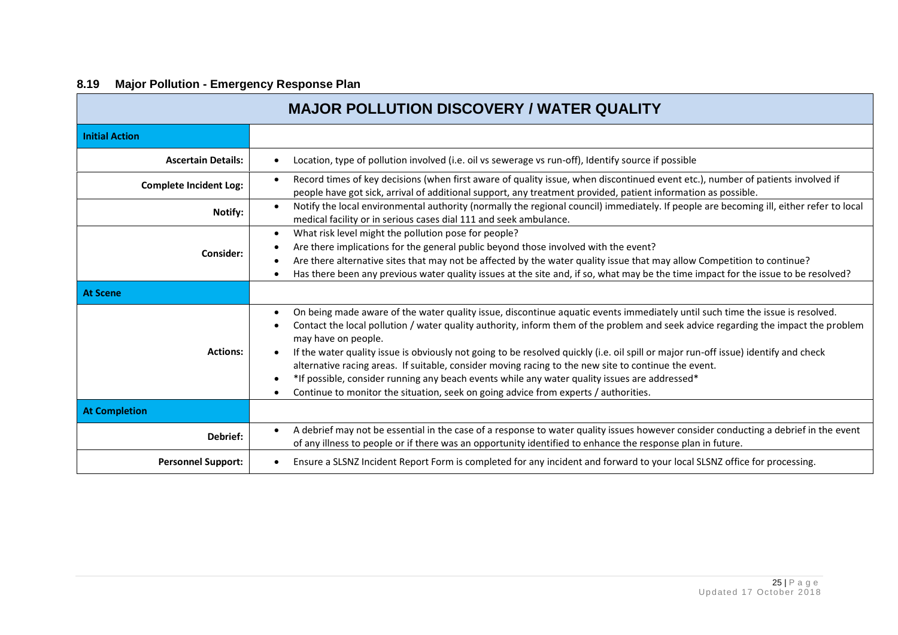## 8.19 Major Pollution - Emergency Response Plan

| MAJOR POLLUTION DISCOVERY / WATER QUALITY | |
|---|---|
| **Initial Action** | |
| **Ascertain Details:** | • Location, type of pollution involved (i.e. oil vs sewerage vs run-off), Identify source if possible |
| **Complete Incident Log:** | • Record times of key decisions (when first aware of quality issue, when discontinued event etc.), number of patients involved if people have got sick, arrival of additional support, any treatment provided, patient information as possible. |
| **Notify:** | • Notify the local environmental authority (normally the regional council) immediately. If people are becoming ill, either refer to local medical facility or in serious cases dial 111 and seek ambulance. |
| **Consider:** | • What risk level might the pollution pose for people?<br>• Are there implications for the general public beyond those involved with the event?<br>• Are there alternative sites that may not be affected by the water quality issue that may allow Competition to continue?<br>• Has there been any previous water quality issues at the site and, if so, what may be the time impact for the issue to be resolved? |
| **At Scene** | |
| **Actions:** | • On being made aware of the water quality issue, discontinue aquatic events immediately until such time the issue is resolved.<br>• Contact the local pollution / water quality authority, inform them of the problem and seek advice regarding the impact the problem may have on people.<br>• If the water quality issue is obviously not going to be resolved quickly (i.e. oil spill or major run-off issue) identify and check alternative racing areas. If suitable, consider moving racing to the new site to continue the event.<br>• *If possible, consider running any beach events while any water quality issues are addressed*<br>• Continue to monitor the situation, seek on going advice from experts / authorities. |
| **At Completion** | |
| **Debrief:** | • A debrief may not be essential in the case of a response to water quality issues however consider conducting a debrief in the event of any illness to people or if there was an opportunity identified to enhance the response plan in future. |
| **Personnel Support:** | • Ensure a SLSNZ Incident Report Form is completed for any incident and forward to your local SLSNZ office for processing. |

Updated 17 October 2018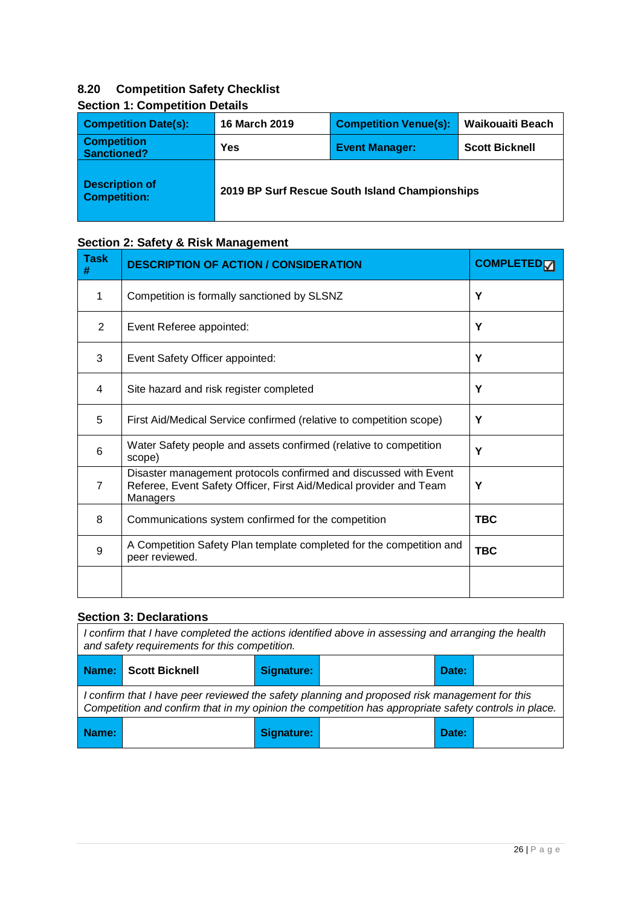## 8.20 Competition Safety Checklist

### Section 1: Competition Details

| **Competition Date(s):** | **16 March 2019** | **Competition Venue(s):** | **Waikouaiti Beach** |
|---|---|---|---|
| **Competition Sanctioned?** | **Yes** | **Event Manager:** | **Scott Bicknell** |
| **Description of Competition:** | **2019 BP Surf Rescue South Island Championships** | | |

### Section 2: Safety & Risk Management

| **Task #** | **DESCRIPTION OF ACTION / CONSIDERATION** | **COMPLETED ☑** |
|---|---|---|
| 1 | Competition is formally sanctioned by SLSNZ | **Y** |
| 2 | Event Referee appointed: | **Y** |
| 3 | Event Safety Officer appointed: | **Y** |
| 4 | Site hazard and risk register completed | **Y** |
| 5 | First Aid/Medical Service confirmed (relative to competition scope) | **Y** |
| 6 | Water Safety people and assets confirmed (relative to competition scope) | **Y** |
| 7 | Disaster management protocols confirmed and discussed with Event Referee, Event Safety Officer, First Aid/Medical provider and Team Managers | **Y** |
| 8 | Communications system confirmed for the competition | **TBC** |
| 9 | A Competition Safety Plan template completed for the competition and peer reviewed. | **TBC** |
| | | |

### Section 3: Declarations

| *I confirm that I have completed the actions identified above in assessing and arranging the health and safety requirements for this competition.* | | | | | |
|---|---|---|---|---|---|
| **Name:** | **Scott Bicknell** | **Signature:** | | **Date:** | |
| *I confirm that I have peer reviewed the safety planning and proposed risk management for this Competition and confirm that in my opinion the competition has appropriate safety controls in place.* | | | | | |
| **Name:** | | **Signature:** | | **Date:** | |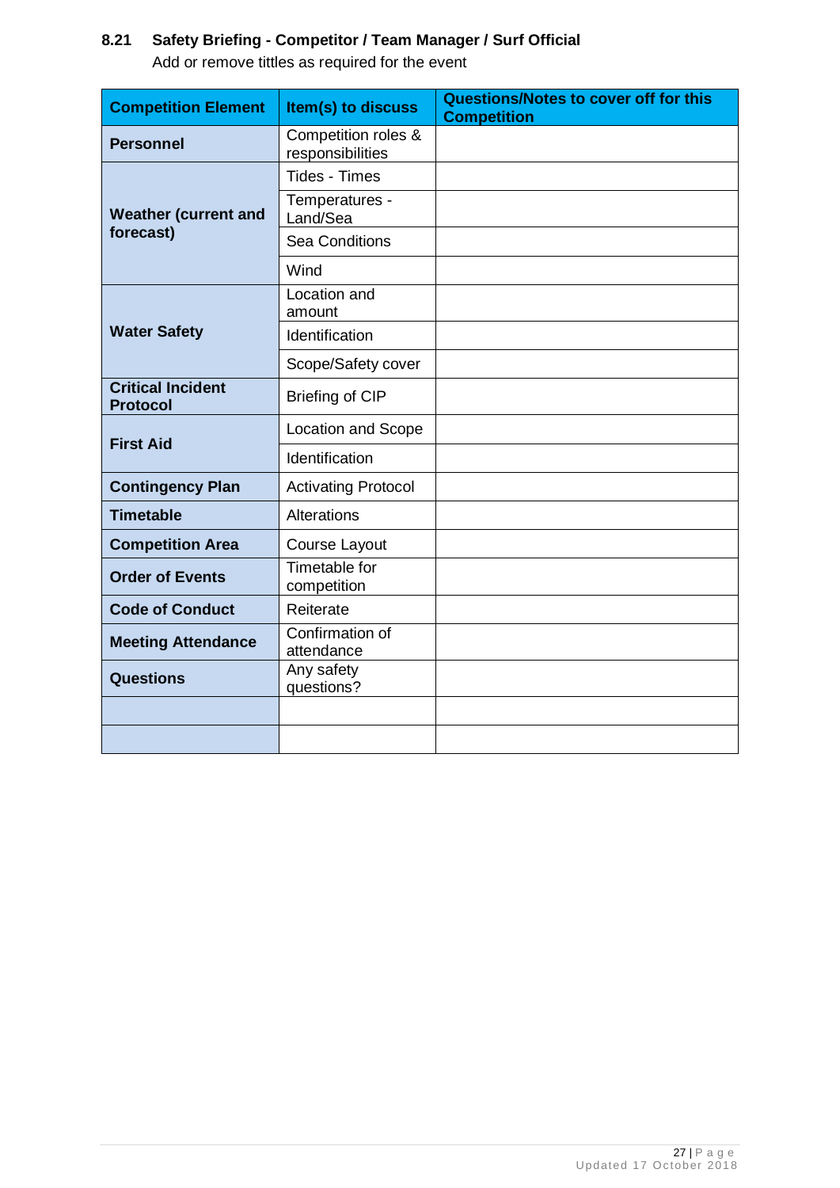### 8.21 Safety Briefing - Competitor / Team Manager / Surf Official

Add or remove tittles as required for the event

| Competition Element | Item(s) to discuss | Questions/Notes to cover off for this Competition |
|---|---|---|
| **Personnel** | Competition roles & responsibilities | |
| **Weather (current and forecast)** | Tides - Times | |
| | Temperatures - Land/Sea | |
| | Sea Conditions | |
| | Wind | |
| **Water Safety** | Location and amount | |
| | Identification | |
| | Scope/Safety cover | |
| **Critical Incident Protocol** | Briefing of CIP | |
| **First Aid** | Location and Scope | |
| | Identification | |
| **Contingency Plan** | Activating Protocol | |
| **Timetable** | Alterations | |
| **Competition Area** | Course Layout | |
| **Order of Events** | Timetable for competition | |
| **Code of Conduct** | Reiterate | |
| **Meeting Attendance** | Confirmation of attendance | |
| **Questions** | Any safety questions? | |
| | | |
| | | |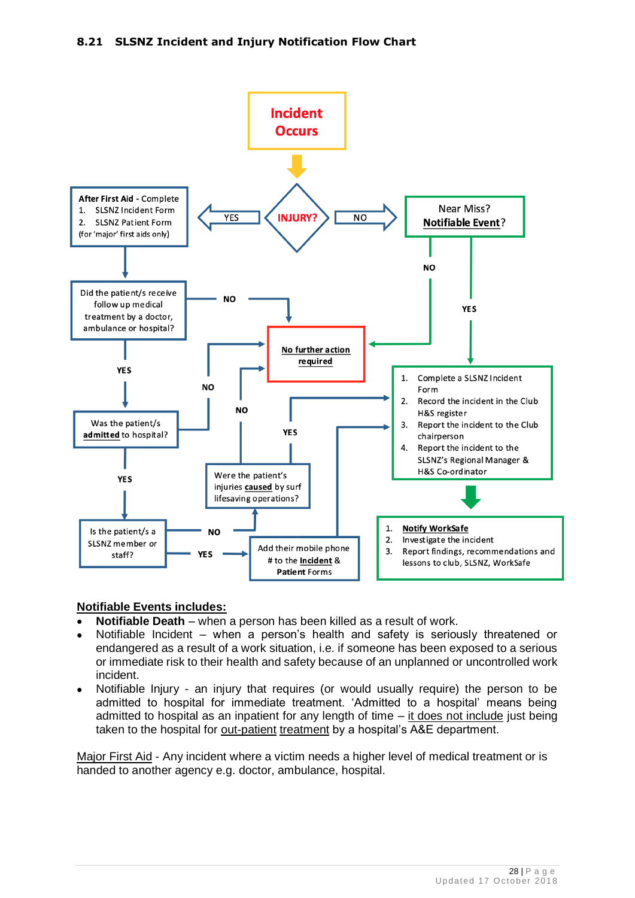### 8.21 SLSNZ Incident and Injury Notification Flow Chart

**Incident Occurs**

**INJURY?**

- YES → **After First Aid** - Complete
  1. SLSNZ Incident Form
  2. SLSNZ Patient Form

  (for 'major' first aids only)

  → Did the patient/s receive follow up medical treatment by a doctor, ambulance or hospital?
  - NO → No further action required
  - YES → Was the patient/s admitted to hospital?
    - NO → No further action required
    - YES → Is the patient/s a SLSNZ member or staff?
      - NO → Were the patient's injuries caused by surf lifesaving operations?
        - NO → No further action required
        - YES → (Complete a SLSNZ Incident Form, etc.)
      - YES → Add their mobile phone # to the Incident & Patient Forms → (Complete a SLSNZ Incident Form, etc.)

- NO → Near Miss? Notifiable Event?
  - NO → No further action required
  - YES →
    1. Complete a SLSNZ Incident Form
    2. Record the incident in the Club H&S register
    3. Report the incident to the Club chairperson
    4. Report the incident to the SLSNZ's Regional Manager & H&S Co-ordinator

    →
    1. Notify WorkSafe
    2. Investigate the incident
    3. Report findings, recommendations and lessons to club, SLSNZ, WorkSafe

**Notifiable Events includes:**

- **Notifiable Death** – when a person has been killed as a result of work.
- Notifiable Incident – when a person's health and safety is seriously threatened or endangered as a result of a work situation, i.e. if someone has been exposed to a serious or immediate risk to their health and safety because of an unplanned or uncontrolled work incident.
- Notifiable Injury - an injury that requires (or would usually require) the person to be admitted to hospital for immediate treatment. 'Admitted to a hospital' means being admitted to hospital as an inpatient for any length of time – it does not include just being taken to the hospital for out-patient treatment by a hospital's A&E department.

Major First Aid - Any incident where a victim needs a higher level of medical treatment or is handed to another agency e.g. doctor, ambulance, hospital.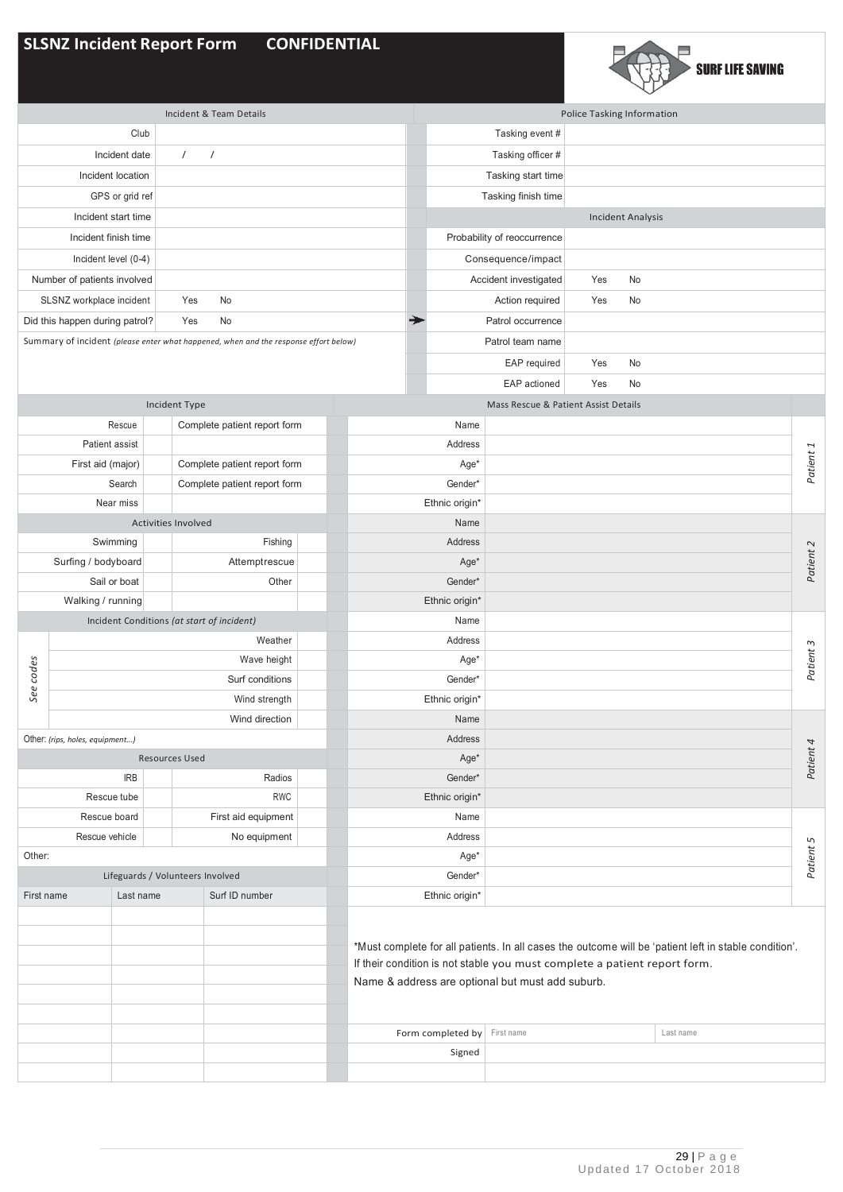# SLSNZ Incident Report Form    CONFIDENTIAL

SURF LIFE SAVING

| Incident & Team Details | |
|---|---|
| Club | |
| Incident date | / / |
| Incident location | |
| GPS or grid ref | |
| Incident start time | |
| Incident finish time | |
| Incident level (0-4) | |
| Number of patients involved | |
| SLSNZ workplace incident | Yes No |
| Did this happen during patrol? | Yes No |

Summary of incident *(please enter what happened, when and the response effort below)*

| Police Tasking Information | |
|---|---|
| Tasking event # | |
| Tasking officer # | |
| Tasking start time | |
| Tasking finish time | |

| Incident Analysis | |
|---|---|
| Probability of reoccurrence | |
| Consequence/impact | |
| Accident investigated | Yes No |
| Action required | Yes No |
| Patrol occurrence | |
| Patrol team name | |
| EAP required | Yes No |
| EAP actioned | Yes No |

| Incident Type | | |
|---|---|---|
| Rescue | | Complete patient report form |
| Patient assist | | |
| First aid (major) | | Complete patient report form |
| Search | | Complete patient report form |
| Near miss | | |

| Activities Involved | | | |
|---|---|---|---|
| Swimming | | Fishing | |
| Surfing / bodyboard | | Attempt rescue | |
| Sail or boat | | Other | |
| Walking / running | | | |

| Incident Conditions *(at start of incident)* | |
|---|---|
| Weather | |
| Wave height | |
| Surf conditions | |
| Wind strength | |
| Wind direction | |

*See codes*

Other: *(rips, holes, equipment…)*

| Resources Used | | | |
|---|---|---|---|
| IRB | | Radios | |
| Rescue tube | | RWC | |
| Rescue board | | First aid equipment | |
| Rescue vehicle | | No equipment | |

Other:

| Lifeguards / Volunteers Involved | | |
|---|---|---|
| First name | Last name | Surf ID number |
| | | |
| | | |
| | | |
| | | |
| | | |
| | | |
| | | |
| | | |
| | | |

| Mass Rescue & Patient Assist Details | | |
|---|---|---|
| Name | | *Patient 1* |
| Address | | |
| Age* | | |
| Gender* | | |
| Ethnic origin* | | |
| Name | | *Patient 2* |
| Address | | |
| Age* | | |
| Gender* | | |
| Ethnic origin* | | |
| Name | | *Patient 3* |
| Address | | |
| Age* | | |
| Gender* | | |
| Ethnic origin* | | |
| Name | | *Patient 4* |
| Address | | |
| Age* | | |
| Gender* | | |
| Ethnic origin* | | |
| Name | | *Patient 5* |
| Address | | |
| Age* | | |
| Gender* | | |
| Ethnic origin* | | |

*Must complete for all patients. In all cases the outcome will be 'patient left in stable condition'. If their condition is not stable you must complete a patient report form.
Name & address are optional but must add suburb.

| Form completed by | First name | Last name |
|---|---|---|
| Signed | | |

Updated 17 October 2018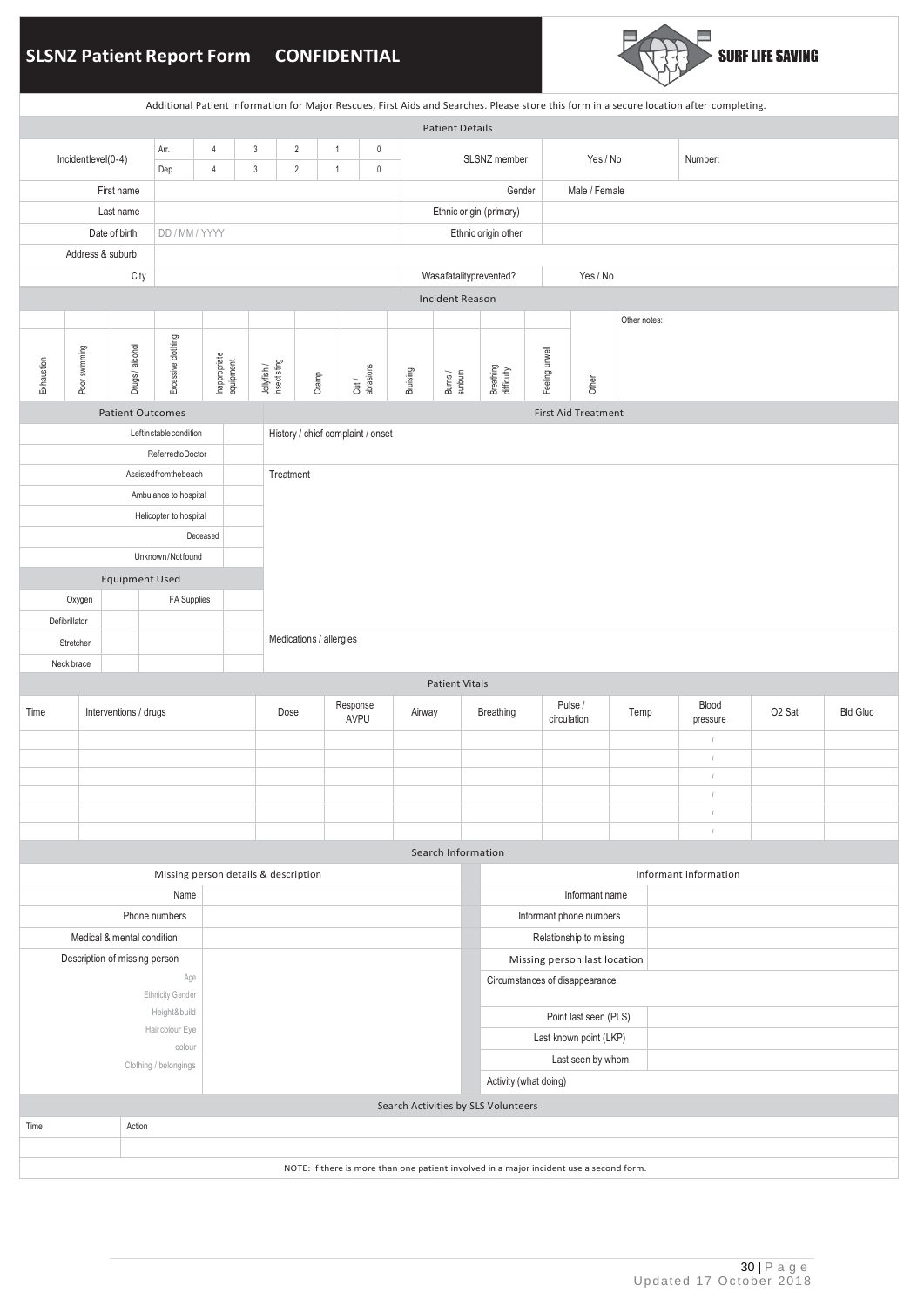# SLSNZ Patient Report Form CONFIDENTIAL

SURF LIFE SAVING

Additional Patient Information for Major Rescues, First Aids and Searches. Please store this form in a secure location after completing.

## Patient Details

| Incidentlevel(0-4) | Arr. | 4 | 3 | 2 | 1 | 0 | SLSNZ member | Yes / No | Number: |
|---|---|---|---|---|---|---|---|---|---|
| | Dep. | 4 | 3 | 2 | 1 | 0 | | | |

| | | | |
|---|---|---|---|
| First name | | Gender | Male / Female |
| Last name | | Ethnic origin (primary) | |
| Date of birth | DD / MM / YYYY | Ethnic origin other | |
| Address & suburb | | | |
| City | | Wasafatalityprevented? | Yes / No |

## Incident Reason

| Exhaustion | Poor swimming | Drugs / alcohol | Excessive clothing | Inappropriate equipment | Jellyfish / insect sting | Cramp | Cut / abrasions | Bruising | Burns / sunburn | Breathing difficulty | Feeling unwell | Other | Other notes: |
|---|---|---|---|---|---|---|---|---|---|---|---|---|---|
| | | | | | | | | | | | | | |

## Patient Outcomes

| | |
|---|---|
| Leftinstablecondition | |
| ReferredtoDoctor | |
| Assistedfromthebeach | |
| Ambulance to hospital | |
| Helicopter to hospital | |
| Deceased | |
| Unknown/Notfound | |

## Equipment Used

| | | | |
|---|---|---|---|
| Oxygen | | FA Supplies | |
| Defibrillator | | | |
| Stretcher | | | |
| Neck brace | | | |

## First Aid Treatment

History / chief complaint / onset

Treatment

Medications / allergies

## Patient Vitals

| Time | Interventions / drugs | Dose | Response AVPU | Airway | Breathing | Pulse / circulation | Temp | Blood pressure | O2 Sat | Bld Gluc |
|---|---|---|---|---|---|---|---|---|---|---|
| | | | | | | | | / | | |
| | | | | | | | | / | | |
| | | | | | | | | / | | |
| | | | | | | | | / | | |
| | | | | | | | | / | | |
| | | | | | | | | / | | |

## Search Information

### Missing person details & description

| | |
|---|---|
| Name | |
| Phone numbers | |
| Medical & mental condition | |
| Description of missing person<br>Age<br>Ethnicity Gender<br>Height&build<br>Haircolour Eye colour<br>Clothing / belongings | |

### Informant information

| | |
|---|---|
| Informant name | |
| Informant phone numbers | |
| Relationship to missing | |
| Missing person last location | |
| Circumstances of disappearance | |
| Point last seen (PLS) | |
| Last known point (LKP) | |
| Last seen by whom | |
| Activity (what doing) | |

## Search Activities by SLS Volunteers

| Time | Action |
|---|---|
| | |

NOTE: If there is more than one patient involved in a major incident use a second form.

Updated 17 October 2018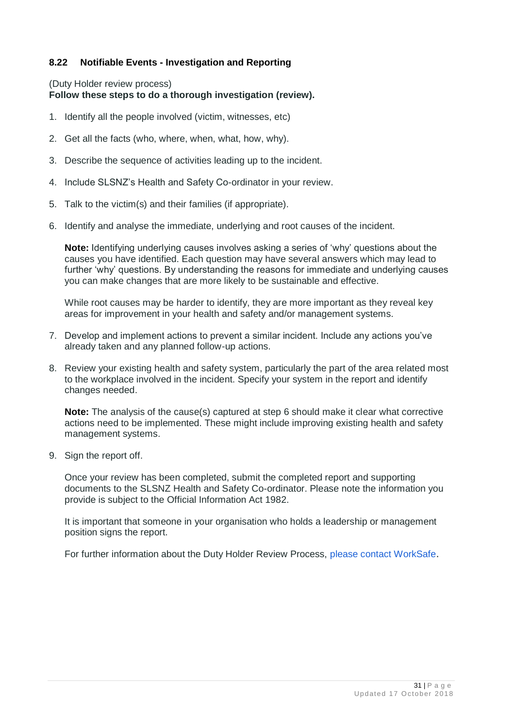### 8.22 Notifiable Events - Investigation and Reporting

(Duty Holder review process)
**Follow these steps to do a thorough investigation (review).**

1. Identify all the people involved (victim, witnesses, etc)
2. Get all the facts (who, where, when, what, how, why).
3. Describe the sequence of activities leading up to the incident.
4. Include SLSNZ's Health and Safety Co-ordinator in your review.
5. Talk to the victim(s) and their families (if appropriate).
6. Identify and analyse the immediate, underlying and root causes of the incident.

   **Note:** Identifying underlying causes involves asking a series of 'why' questions about the causes you have identified. Each question may have several answers which may lead to further 'why' questions. By understanding the reasons for immediate and underlying causes you can make changes that are more likely to be sustainable and effective.

   While root causes may be harder to identify, they are more important as they reveal key areas for improvement in your health and safety and/or management systems.

7. Develop and implement actions to prevent a similar incident. Include any actions you've already taken and any planned follow-up actions.
8. Review your existing health and safety system, particularly the part of the area related most to the workplace involved in the incident. Specify your system in the report and identify changes needed.

   **Note:** The analysis of the cause(s) captured at step 6 should make it clear what corrective actions need to be implemented. These might include improving existing health and safety management systems.

9. Sign the report off.

   Once your review has been completed, submit the completed report and supporting documents to the SLSNZ Health and Safety Co-ordinator. Please note the information you provide is subject to the Official Information Act 1982.

   It is important that someone in your organisation who holds a leadership or management position signs the report.

   For further information about the Duty Holder Review Process, please contact WorkSafe.